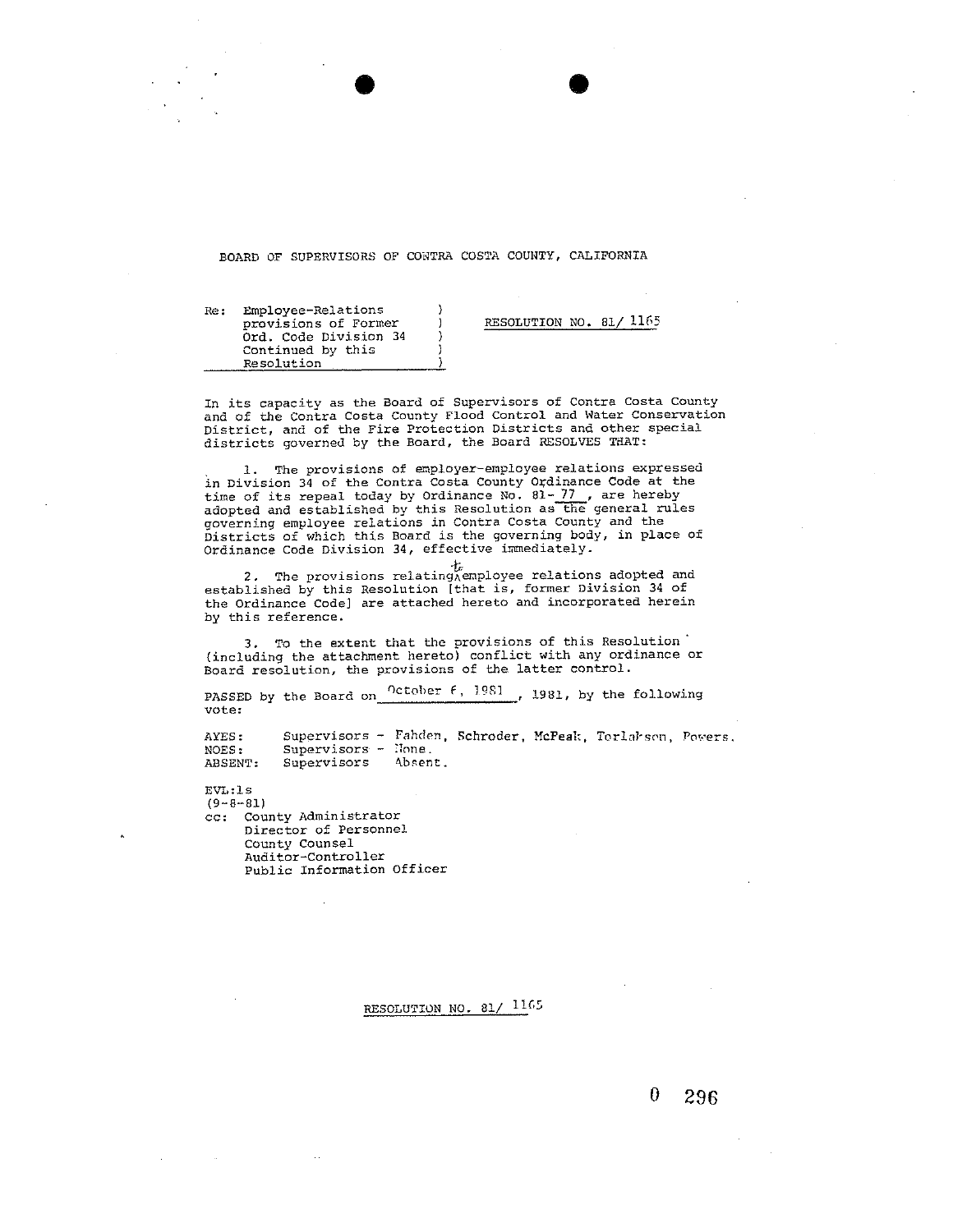BOARD OF SUPERVISORS OF CONTRA COSTA COUNTY, CALIFORNIA

Re: Employee-Relations provisions of Former Ord. Code Division 34 Continued by this Resolution

RESOLUTION NO. 81/ 1165

In its capacity as the Board of Supervisors of Contra Costa County and of the Contra Costa County Flood Control and Water Conservation District, and of the Fire Protection Districts and other special districts governed by the Board, the Board RESOLVES THAT:

1. The provisions of employer-employee relations expressed in Division 34 of the Contra Costa County Ordinance Code at the time of its repeal today by Ordinance No. 81- 77 , are hereby adopted and established by this Resolution as the general rules governing employee relations in Contra Costa County and the Districts of which this Board is the governing body, in place of Ordinance Code Division 34, effective immediately.

2. The provisions relating to employee relations adopted and established by this Resolution [that is, former Division 34 of the Ordinance Code] are attached hereto and incorporated herein by this reference.

3. To the extent that the provisions of this Resolution (including the attachment hereto) conflict with any ordinance or Board resolution, the provisions of the latter control.

PASSED by the Board on October 6, 1981 , 1981, by the following vote:

AYES: Supervisors - Fahden, Schroder, McPeak, Torlakson, Powers.
NOES: Supervisors - None.
ABSENT: Supervisors Absent.

EVL:ls
(9-8-81)
cc: County Administrator
Director of Personnel
County Counsel
Auditor-Controller
Public Information Officer

RESOLUTION NO. 81/ 1165

0 296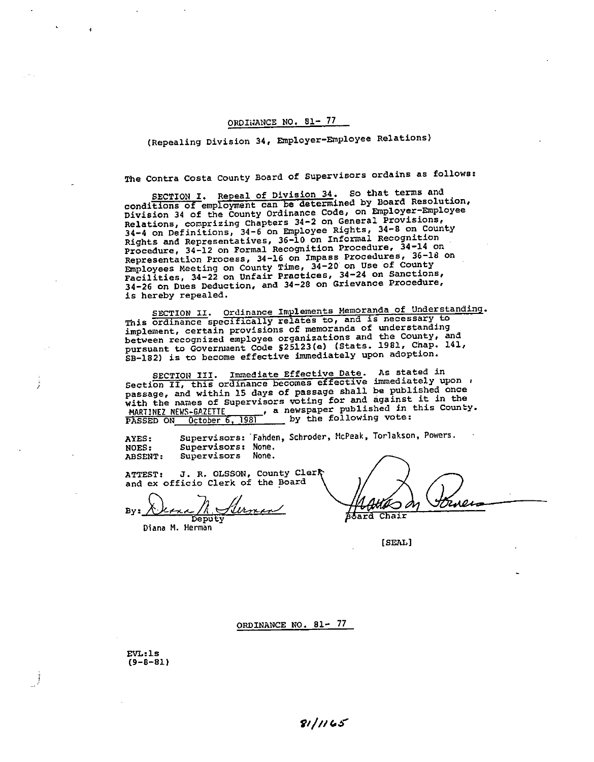ORDINANCE NO. 81- 77

(Repealing Division 34, Employer-Employee Relations)

The Contra Costa County Board of Supervisors ordains as follows:

SECTION I. Repeal of Division 34. So that terms and conditions of employment can be determined by Board Resolution, Division 34 of the County Ordinance Code, on Employer-Employee Relations, comprizing Chapters 34-2 on General Provisions, 34-4 on Definitions, 34-6 on Employee Rights, 34-8 on County Rights and Representatives, 36-10 on Informal Recognition Procedure, 34-12 on Formal Recognition Procedure, 34-14 on Representation Process, 34-16 on Impass Procedures, 36-18 on Employees Meeting on County Time, 34-20 on Use of County Facilities, 34-22 on Unfair Practices, 34-24 on Sanctions, 34-26 on Dues Deduction, and 34-28 on Grievance Procedure, is hereby repealed.

SECTION II. Ordinance Implements Memoranda of Understanding. This ordinance specifically relates to, and is necessary to implement, certain provisions of memoranda of understanding between recognized employee organizations and the County, and pursuant to Government Code §25123(e) (Stats. 1981, Chap. 141, SB-182) is to become effective immediately upon adoption.

SECTION III. Immediate Effective Date. As stated in Section II, this ordinance becomes effective immediately upon passage, and within 15 days of passage shall be published once with the names of Supervisors voting for and against it in the MARTINEZ NEWS-GAZETTE, a newspaper published in this County.
PASSED ON October 6, 1981 by the following vote:

AYES: Supervisors: Fahden, Schroder, McPeak, Torlakson, Powers.
NOES: Supervisors: None.
ABSENT: Supervisors None.

ATTEST: J. R. OLSSON, County Clerk and ex officio Clerk of the Board

By: Diana M. Herman, Deputy
Diana M. Herman

Board Chair

[SEAL]

ORDINANCE NO. 81- 77

EVL:ls
(9-8-81)

81/1165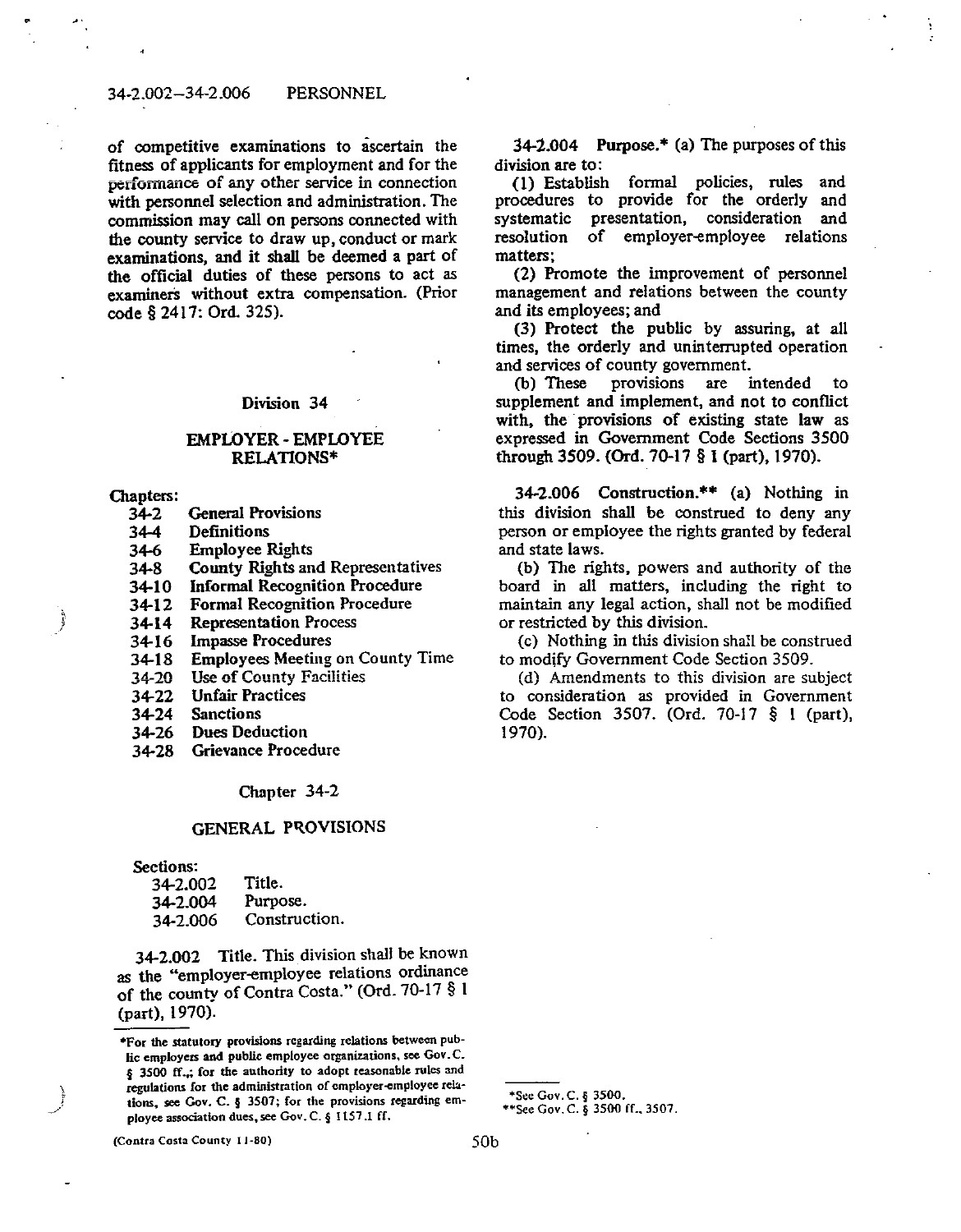of competitive examinations to ascertain the fitness of applicants for employment and for the performance of any other service in connection with personnel selection and administration. The commission may call on persons connected with the county service to draw up, conduct or mark examinations, and it shall be deemed a part of the official duties of these persons to act as examiners without extra compensation. (Prior code § 2417: Ord. 325).

## Division 34

## EMPLOYER - EMPLOYEE RELATIONS*

Chapters:

| | |
|---|---|
| 34-2 | General Provisions |
| 34-4 | Definitions |
| 34-6 | Employee Rights |
| 34-8 | County Rights and Representatives |
| 34-10 | Informal Recognition Procedure |
| 34-12 | Formal Recognition Procedure |
| 34-14 | Representation Process |
| 34-16 | Impasse Procedures |
| 34-18 | Employees Meeting on County Time |
| 34-20 | Use of County Facilities |
| 34-22 | Unfair Practices |
| 34-24 | Sanctions |
| 34-26 | Dues Deduction |
| 34-28 | Grievance Procedure |

### Chapter 34-2

### GENERAL PROVISIONS

Sections:

| | |
|---|---|
| 34-2.002 | Title. |
| 34-2.004 | Purpose. |
| 34-2.006 | Construction. |

34-2.002 Title. This division shall be known as the "employer-employee relations ordinance of the county of Contra Costa." (Ord. 70-17 § 1 (part), 1970).

*For the statutory provisions regarding relations between public employers and public employee organizations, see Gov. C. § 3500 ff.,; for the authority to adopt reasonable rules and regulations for the administration of employer-employee relations, see Gov. C. § 3507; for the provisions regarding employee association dues, see Gov. C. § 1157.1 ff.

**34-2.004 Purpose.*** (a) The purposes of this division are to:

(1) Establish formal policies, rules and procedures to provide for the orderly and systematic presentation, consideration and resolution of employer-employee relations matters;

(2) Promote the improvement of personnel management and relations between the county and its employees; and

(3) Protect the public by assuring, at all times, the orderly and uninterrupted operation and services of county government.

(b) These provisions are intended to supplement and implement, and not to conflict with, the provisions of existing state law as expressed in Government Code Sections 3500 through 3509. (Ord. 70-17 § 1 (part), 1970).

**34-2.006 Construction.**** (a) Nothing in this division shall be construed to deny any person or employee the rights granted by federal and state laws.

(b) The rights, powers and authority of the board in all matters, including the right to maintain any legal action, shall not be modified or restricted by this division.

(c) Nothing in this division shall be construed to modify Government Code Section 3509.

(d) Amendments to this division are subject to consideration as provided in Government Code Section 3507. (Ord. 70-17 § 1 (part), 1970).

*See Gov. C. § 3500.

**See Gov. C. § 3500 ff., 3507.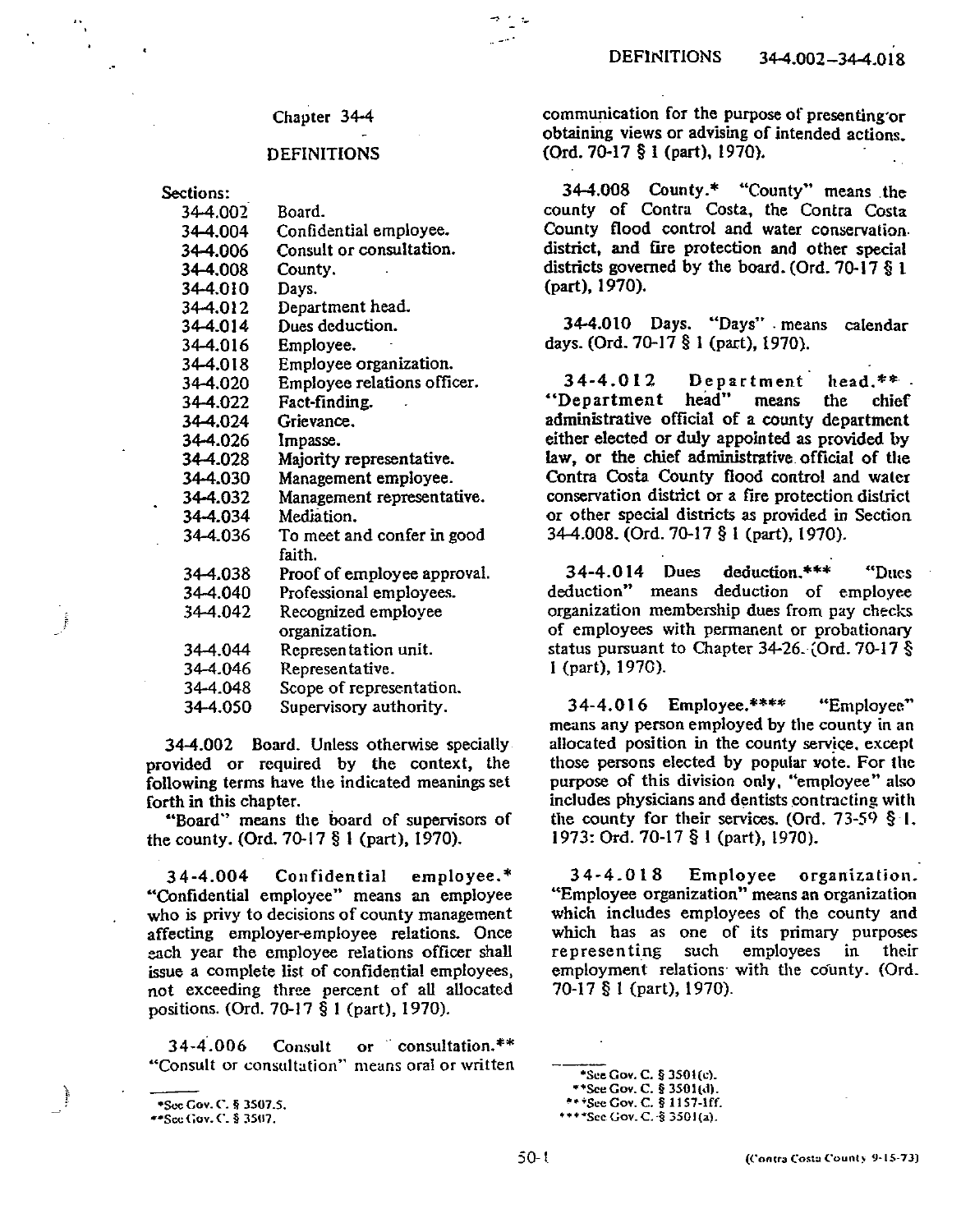## Chapter 34-4

## DEFINITIONS

**Sections:**

| | |
|---|---|
| 34-4.002 | Board. |
| 34-4.004 | Confidential employee. |
| 34-4.006 | Consult or consultation. |
| 34-4.008 | County. |
| 34-4.010 | Days. |
| 34-4.012 | Department head. |
| 34-4.014 | Dues deduction. |
| 34-4.016 | Employee. |
| 34-4.018 | Employee organization. |
| 34-4.020 | Employee relations officer. |
| 34-4.022 | Fact-finding. |
| 34-4.024 | Grievance. |
| 34-4.026 | Impasse. |
| 34-4.028 | Majority representative. |
| 34-4.030 | Management employee. |
| 34-4.032 | Management representative. |
| 34-4.034 | Mediation. |
| 34-4.036 | To meet and confer in good faith. |
| 34-4.038 | Proof of employee approval. |
| 34-4.040 | Professional employees. |
| 34-4.042 | Recognized employee organization. |
| 34-4.044 | Representation unit. |
| 34-4.046 | Representative. |
| 34-4.048 | Scope of representation. |
| 34-4.050 | Supervisory authority. |

34-4.002 Board. Unless otherwise specially provided or required by the context, the following terms have the indicated meanings set forth in this chapter.

"Board" means the board of supervisors of the county. (Ord. 70-17 § 1 (part), 1970).

34-4.004 Confidential employee.* "Confidential employee" means an employee who is privy to decisions of county management affecting employer-employee relations. Once each year the employee relations officer shall issue a complete list of confidential employees, not exceeding three percent of all allocated positions. (Ord. 70-17 § 1 (part), 1970).

34-4.006 Consult or consultation.** "Consult or consultation" means oral or written communication for the purpose of presenting or obtaining views or advising of intended actions. (Ord. 70-17 § 1 (part), 1970).

*See Gov. C. § 3507.5.
**See Gov. C. § 3507.

34-4.008 County.* "County" means the county of Contra Costa, the Contra Costa County flood control and water conservation district, and fire protection and other special districts governed by the board. (Ord. 70-17 § 1 (part), 1970).

34-4.010 Days. "Days" means calendar days. (Ord. 70-17 § 1 (part), 1970).

34-4.012 Department head.** "Department head" means the chief administrative official of a county department either elected or duly appointed as provided by law, or the chief administrative official of the Contra Costa County flood control and water conservation district or a fire protection district or other special districts as provided in Section 34-4.008. (Ord. 70-17 § 1 (part), 1970).

34-4.014 Dues deduction.*** "Dues deduction" means deduction of employee organization membership dues from pay checks of employees with permanent or probationary status pursuant to Chapter 34-26. (Ord. 70-17 § 1 (part), 1970).

34-4.016 Employee.**** "Employee" means any person employed by the county in an allocated position in the county service, except those persons elected by popular vote. For the purpose of this division only, "employee" also includes physicians and dentists contracting with the county for their services. (Ord. 73-59 § 1, 1973: Ord. 70-17 § 1 (part), 1970).

34-4.018 Employee organization. "Employee organization" means an organization which includes employees of the county and which has as one of its primary purposes representing such employees in their employment relations with the county. (Ord. 70-17 § 1 (part), 1970).

*See Gov. C. § 3501(c).
**See Gov. C. § 3501(d).
***See Gov. C. § 1157-1ff.
****See Gov. C. § 3501(a).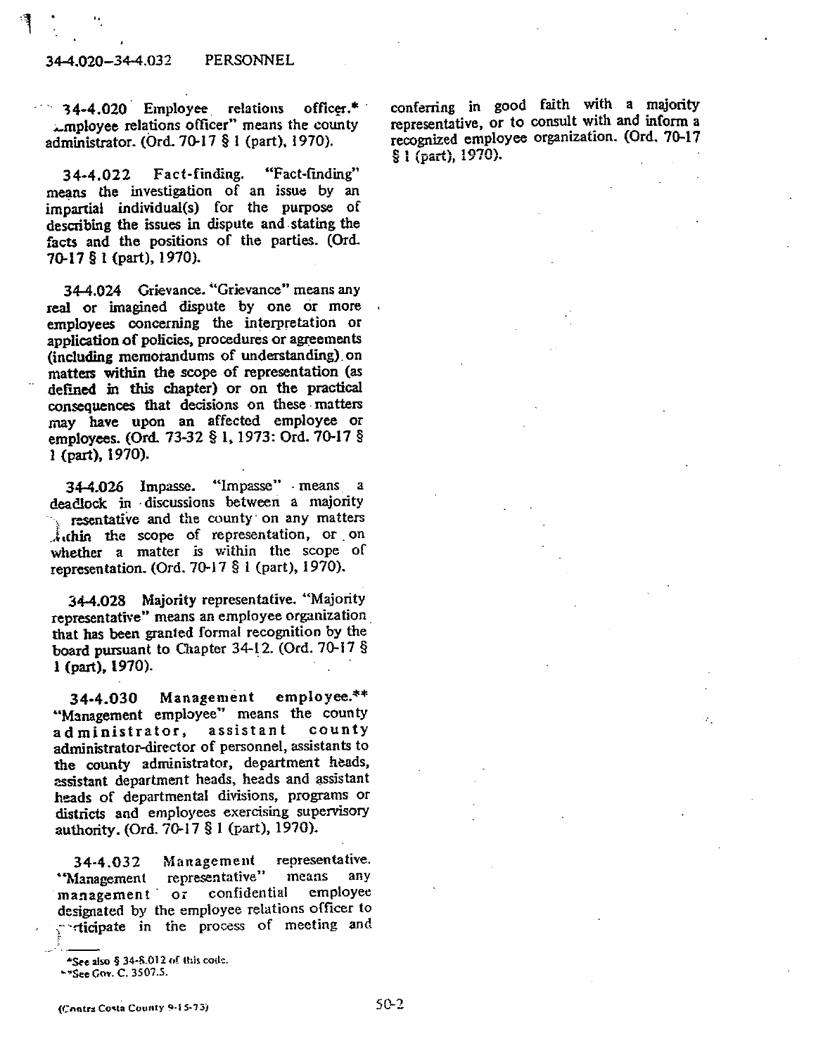34-4.020 Employee relations officer.* "Employee relations officer" means the county administrator. (Ord. 70-17 § 1 (part), 1970).

34-4.022 Fact-finding. "Fact-finding" means the investigation of an issue by an impartial individual(s) for the purpose of describing the issues in dispute and stating the facts and the positions of the parties. (Ord. 70-17 § 1 (part), 1970).

34-4.024 Grievance. "Grievance" means any real or imagined dispute by one or more employees concerning the interpretation or application of policies, procedures or agreements (including memorandums of understanding) on matters within the scope of representation (as defined in this chapter) or on the practical consequences that decisions on these matters may have upon an affected employee or employees. (Ord. 73-32 § 1, 1973: Ord. 70-17 § 1 (part), 1970).

34-4.026 Impasse. "Impasse" means a deadlock in discussions between a majority representative and the county on any matters within the scope of representation, or on whether a matter is within the scope of representation. (Ord. 70-17 § 1 (part), 1970).

34-4.028 Majority representative. "Majority representative" means an employee organization that has been granted formal recognition by the board pursuant to Chapter 34-12. (Ord. 70-17 § 1 (part), 1970).

34-4.030 Management employee.** "Management employee" means the county administrator, assistant county administrator-director of personnel, assistants to the county administrator, department heads, assistant department heads, heads and assistant heads of departmental divisions, programs or districts and employees exercising supervisory authority. (Ord. 70-17 § 1 (part), 1970).

34-4.032 Management representative. "Management representative" means any management or confidential employee designated by the employee relations officer to participate in the process of meeting and conferring in good faith with a majority representative, or to consult with and inform a recognized employee organization. (Ord. 70-17 § 1 (part), 1970).

---

*See also § 34-8.012 of this code.

**See Gov. C. 3507.5.

(Contra Costa County 9-15-73)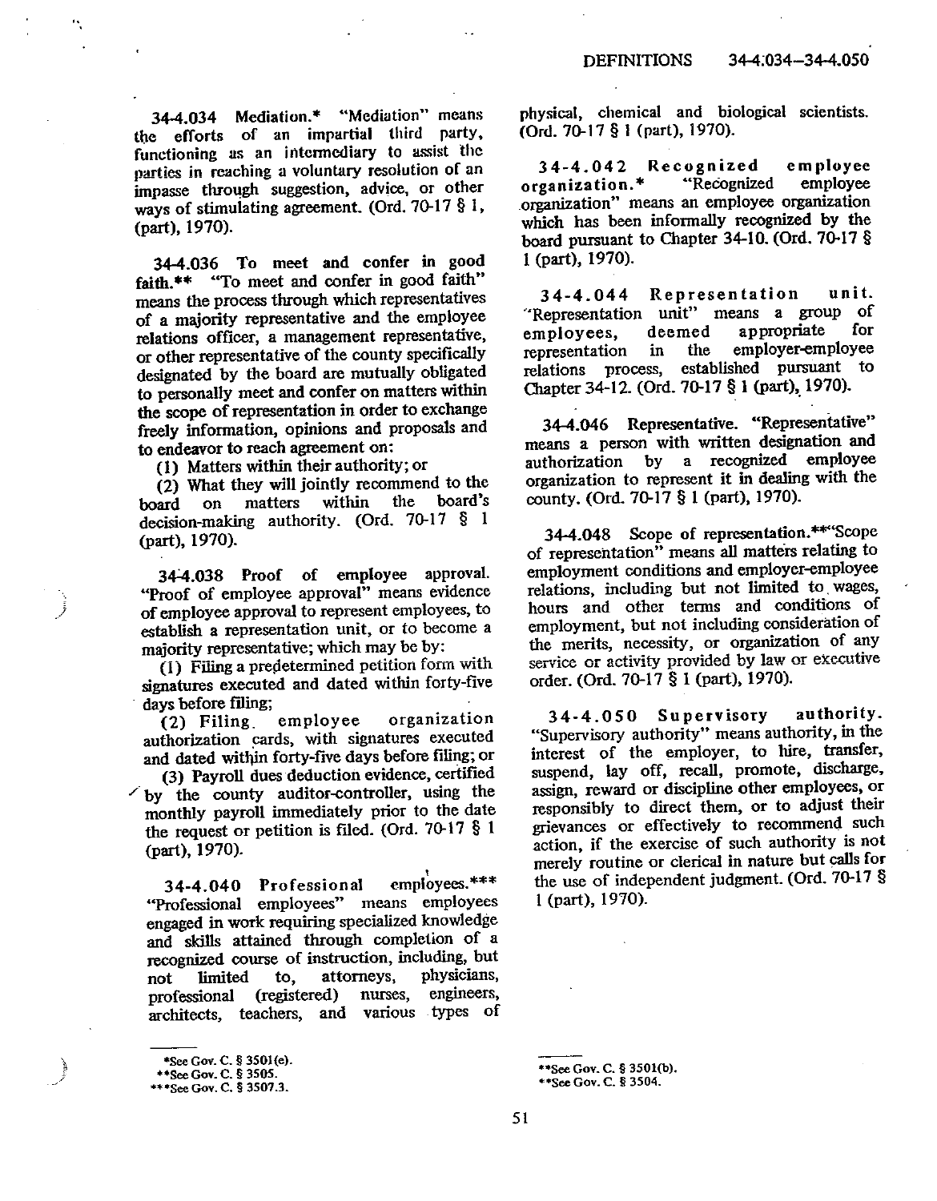**34-4.034 Mediation.*** "Mediation" means the efforts of an impartial third party, functioning as an intermediary to assist the parties in reaching a voluntary resolution of an impasse through suggestion, advice, or other ways of stimulating agreement. (Ord. 70-17 § 1, (part), 1970).

**34-4.036 To meet and confer in good faith.**** "To meet and confer in good faith" means the process through which representatives of a majority representative and the employee relations officer, a management representative, or other representative of the county specifically designated by the board are mutually obligated to personally meet and confer on matters within the scope of representation in order to exchange freely information, opinions and proposals and to endeavor to reach agreement on:

(1) Matters within their authority; or

(2) What they will jointly recommend to the board on matters within the board's decision-making authority. (Ord. 70-17 § 1 (part), 1970).

**34-4.038 Proof of employee approval.** "Proof of employee approval" means evidence of employee approval to represent employees, to establish a representation unit, or to become a majority representative; which may be by:

(1) Filing a predetermined petition form with signatures executed and dated within forty-five days before filing;

(2) Filing employee organization authorization cards, with signatures executed and dated within forty-five days before filing; or

(3) Payroll dues deduction evidence, certified by the county auditor-controller, using the monthly payroll immediately prior to the date the request or petition is filed. (Ord. 70-17 § 1 (part), 1970).

**34-4.040 Professional employees.***** "Professional employees" means employees engaged in work requiring specialized knowledge and skills attained through completion of a recognized course of instruction, including, but not limited to, attorneys, physicians, professional (registered) nurses, engineers, architects, teachers, and various types of physical, chemical and biological scientists. (Ord. 70-17 § 1 (part), 1970).

**34-4.042 Recognized employee organization.*** "Recognized employee organization" means an employee organization which has been informally recognized by the board pursuant to Chapter 34-10. (Ord. 70-17 § 1 (part), 1970).

**34-4.044 Representation unit.** "Representation unit" means a group of employees, deemed appropriate for representation in the employer-employee relations process, established pursuant to Chapter 34-12. (Ord. 70-17 § 1 (part), 1970).

**34-4.046 Representative.** "Representative" means a person with written designation and authorization by a recognized employee organization to represent it in dealing with the county. (Ord. 70-17 § 1 (part), 1970).

**34-4.048 Scope of representation.**** "Scope of representation" means all matters relating to employment conditions and employer-employee relations, including but not limited to wages, hours and other terms and conditions of employment, but not including consideration of the merits, necessity, or organization of any service or activity provided by law or executive order. (Ord. 70-17 § 1 (part), 1970).

**34-4.050 Supervisory authority.** "Supervisory authority" means authority, in the interest of the employer, to hire, transfer, suspend, lay off, recall, promote, discharge, assign, reward or discipline other employees, or responsibly to direct them, or to adjust their grievances or effectively to recommend such action, if the exercise of such authority is not merely routine or clerical in nature but calls for the use of independent judgment. (Ord. 70-17 § 1 (part), 1970).

---

*See Gov. C. § 3501(e).

**See Gov. C. § 3505.

***See Gov. C. § 3507.3.

*See Gov. C. § 3501(b).

**See Gov. C. § 3504.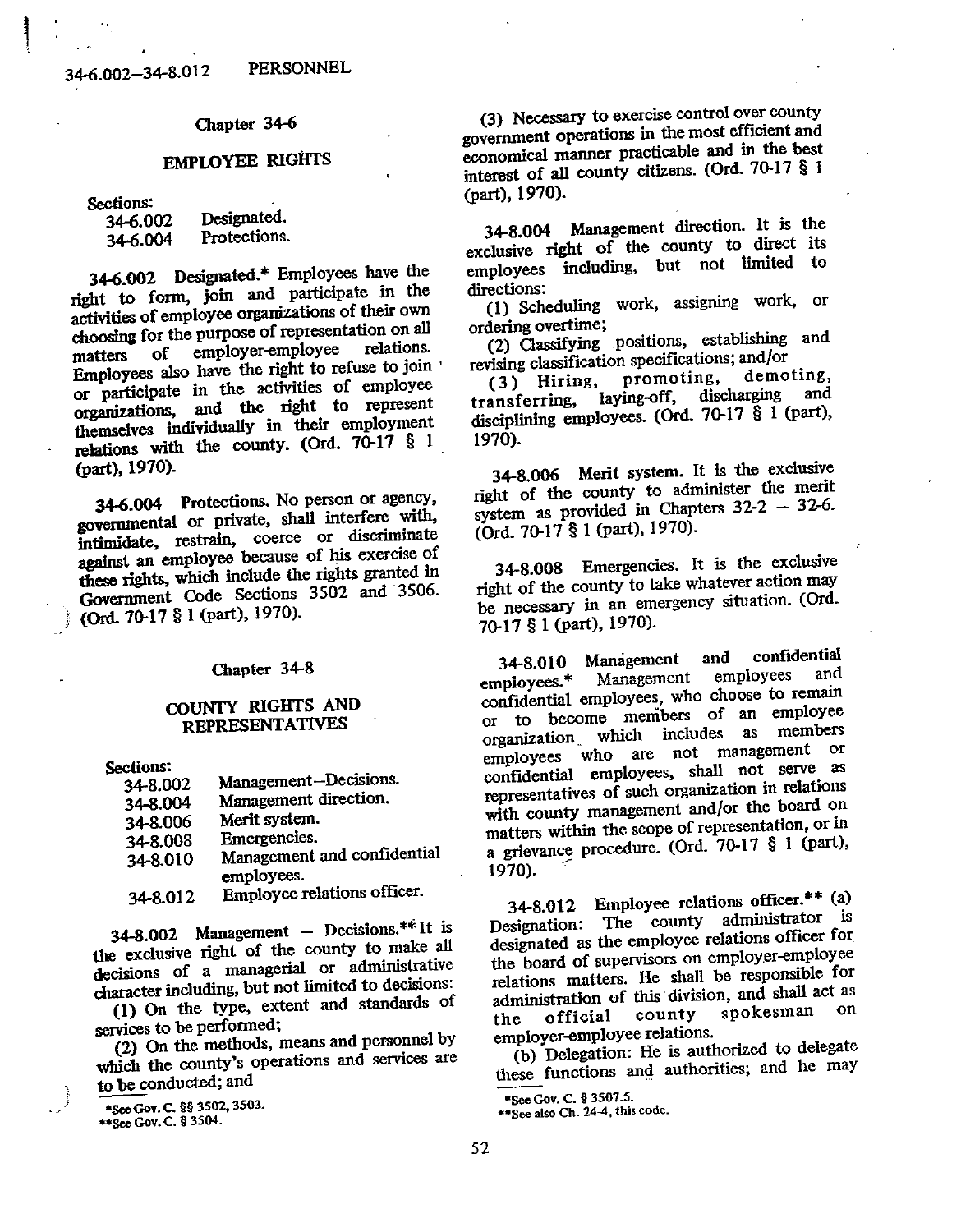## Chapter 34-6

## EMPLOYEE RIGHTS

**Sections:**

| | |
|---|---|
| 34-6.002 | Designated. |
| 34-6.004 | Protections. |

**34-6.002 Designated.*** Employees have the right to form, join and participate in the activities of employee organizations of their own choosing for the purpose of representation on all matters of employer-employee relations. Employees also have the right to refuse to join or participate in the activities of employee organizations, and the right to represent themselves individually in their employment relations with the county. (Ord. 70-17 § 1 (part), 1970).

**34-6.004 Protections.** No person or agency, governmental or private, shall interfere with, intimidate, restrain, coerce or discriminate against an employee because of his exercise of these rights, which include the rights granted in Government Code Sections 3502 and 3506. (Ord. 70-17 § 1 (part), 1970).

## Chapter 34-8

## COUNTY RIGHTS AND REPRESENTATIVES

**Sections:**

| | |
|---|---|
| 34-8.002 | Management–Decisions. |
| 34-8.004 | Management direction. |
| 34-8.006 | Merit system. |
| 34-8.008 | Emergencies. |
| 34-8.010 | Management and confidential employees. |
| 34-8.012 | Employee relations officer. |

**34-8.002 Management – Decisions.**** It is the exclusive right of the county to make all decisions of a managerial or administrative character including, but not limited to decisions:

(1) On the type, extent and standards of services to be performed;

(2) On the methods, means and personnel by which the county's operations and services are to be conducted; and

(3) Necessary to exercise control over county government operations in the most efficient and economical manner practicable and in the best interest of all county citizens. (Ord. 70-17 § 1 (part), 1970).

**34-8.004 Management direction.** It is the exclusive right of the county to direct its employees including, but not limited to directions:

(1) Scheduling work, assigning work, or ordering overtime;

(2) Classifying positions, establishing and revising classification specifications; and/or

(3) Hiring, promoting, demoting, transferring, laying-off, discharging and disciplining employees. (Ord. 70-17 § 1 (part), 1970).

**34-8.006 Merit system.** It is the exclusive right of the county to administer the merit system as provided in Chapters 32-2 – 32-6. (Ord. 70-17 § 1 (part), 1970).

**34-8.008 Emergencies.** It is the exclusive right of the county to take whatever action may be necessary in an emergency situation. (Ord. 70-17 § 1 (part), 1970).

**34-8.010 Management and confidential employees.*** Management employees and confidential employees, who choose to remain or to become members of an employee organization which includes as members employees who are not management or confidential employees, shall not serve as representatives of such organization in relations with county management and/or the board on matters within the scope of representation, or in a grievance procedure. (Ord. 70-17 § 1 (part), 1970).

**34-8.012 Employee relations officer.**** (a) Designation: The county administrator is designated as the employee relations officer for the board of supervisors on employer-employee relations matters. He shall be responsible for administration of this division, and shall act as the official county spokesman on employer-employee relations.

(b) Delegation: He is authorized to delegate these functions and authorities; and he may

---

*See Gov. C. §§ 3502, 3503.
**See Gov. C. § 3504.

*See Gov. C. § 3507.5.
**See also Ch. 24-4, this code.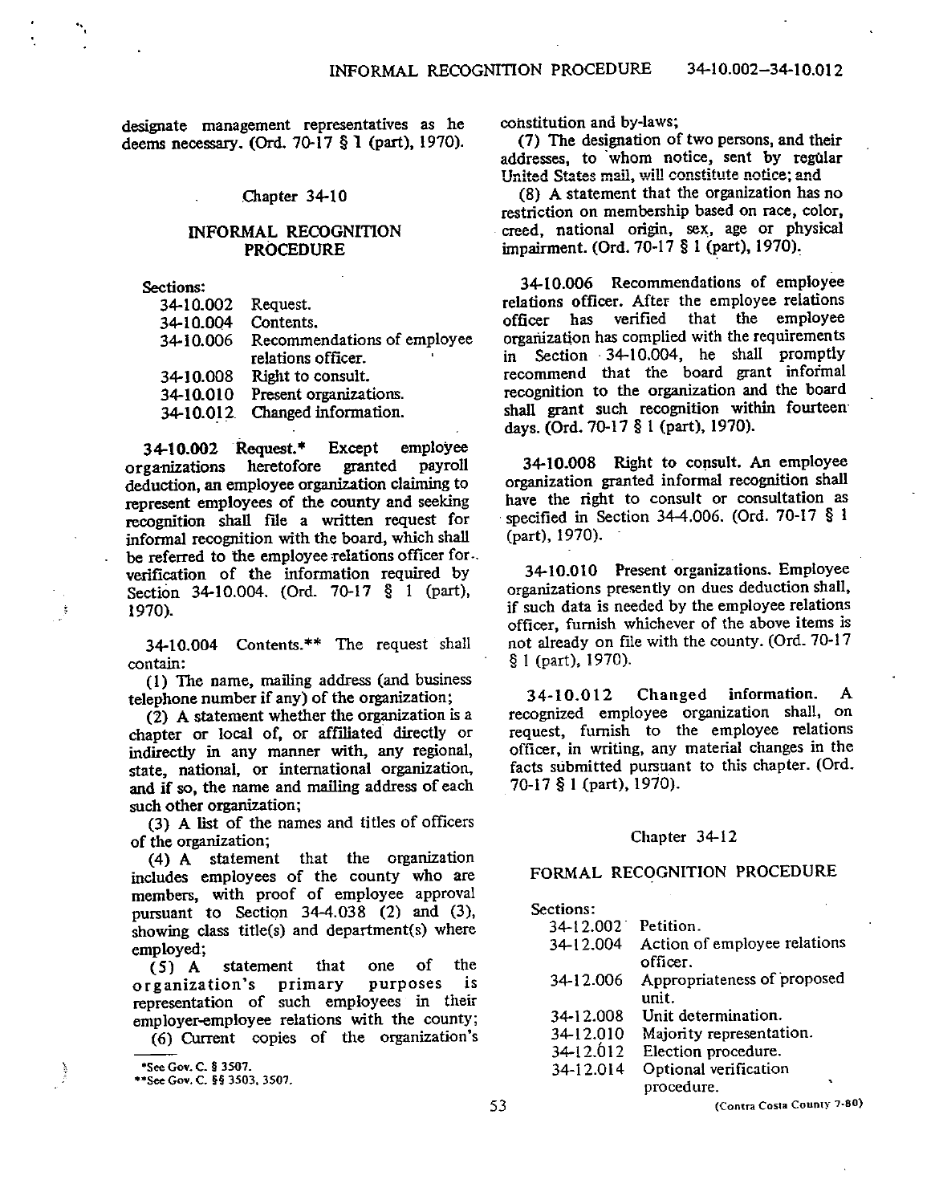designate management representatives as he deems necessary. (Ord. 70-17 § 1 (part), 1970).

## Chapter 34-10

## INFORMAL RECOGNITION PROCEDURE

Sections:

| | |
|---|---|
| 34-10.002 | Request. |
| 34-10.004 | Contents. |
| 34-10.006 | Recommendations of employee relations officer. |
| 34-10.008 | Right to consult. |
| 34-10.010 | Present organizations. |
| 34-10.012 | Changed information. |

**34-10.002 Request.*** Except employee organizations heretofore granted payroll deduction, an employee organization claiming to represent employees of the county and seeking recognition shall file a written request for informal recognition with the board, which shall be referred to the employee relations officer for verification of the information required by Section 34-10.004. (Ord. 70-17 § 1 (part), 1970).

34-10.004 Contents.** The request shall contain:

(1) The name, mailing address (and business telephone number if any) of the organization;

(2) A statement whether the organization is a chapter or local of, or affiliated directly or indirectly in any manner with, any regional, state, national, or international organization, and if so, the name and mailing address of each such other organization;

(3) A list of the names and titles of officers of the organization;

(4) A statement that the organization includes employees of the county who are members, with proof of employee approval pursuant to Section 34-4.038 (2) and (3), showing class title(s) and department(s) where employed;

(5) A statement that one of the organization's primary purposes is representation of such employees in their employer-employee relations with the county;

(6) Current copies of the organization's constitution and by-laws;

(7) The designation of two persons, and their addresses, to whom notice, sent by regular United States mail, will constitute notice; and

(8) A statement that the organization has no restriction on membership based on race, color, creed, national origin, sex, age or physical impairment. (Ord. 70-17 § 1 (part), 1970).

34-10.006 Recommendations of employee relations officer. After the employee relations officer has verified that the employee organization has complied with the requirements in Section 34-10.004, he shall promptly recommend that the board grant informal recognition to the organization and the board shall grant such recognition within fourteen days. (Ord. 70-17 § 1 (part), 1970).

34-10.008 Right to consult. An employee organization granted informal recognition shall have the right to consult or consultation as specified in Section 34-4.006. (Ord. 70-17 § 1 (part), 1970).

34-10.010 Present organizations. Employee organizations presently on dues deduction shall, if such data is needed by the employee relations officer, furnish whichever of the above items is not already on file with the county. (Ord. 70-17 § 1 (part), 1970).

34-10.012 Changed information. A recognized employee organization shall, on request, furnish to the employee relations officer, in writing, any material changes in the facts submitted pursuant to this chapter. (Ord. 70-17 § 1 (part), 1970).

*See Gov. C. § 3507.

**See Gov. C. §§ 3503, 3507.

## Chapter 34-12

## FORMAL RECOGNITION PROCEDURE

Sections:

| | |
|---|---|
| 34-12.002 | Petition. |
| 34-12.004 | Action of employee relations officer. |
| 34-12.006 | Appropriateness of proposed unit. |
| 34-12.008 | Unit determination. |
| 34-12.010 | Majority representation. |
| 34-12.012 | Election procedure. |
| 34-12.014 | Optional verification procedure. |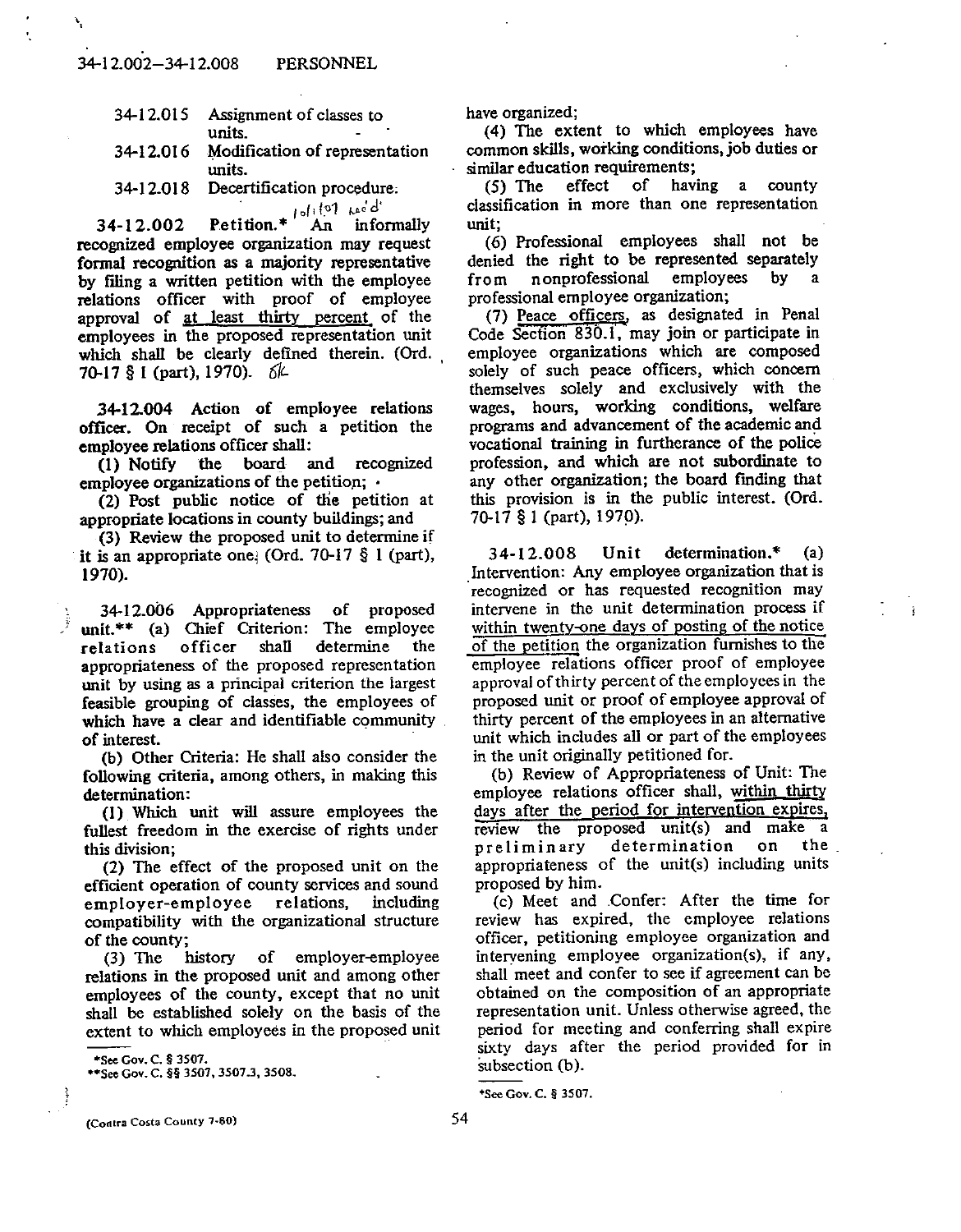| | |
|---|---|
| 34-12.015 | Assignment of classes to units. |
| 34-12.016 | Modification of representation units. |
| 34-12.018 | Decertification procedure. |

**34-12.002 Petition.*** An informally recognized employee organization may request formal recognition as a majority representative by filing a written petition with the employee relations officer with proof of employee approval of at least thirty percent of the employees in the proposed representation unit which shall be clearly defined therein. (Ord. 70-17 § 1 (part), 1970).

**34-12.004 Action of employee relations officer.** On receipt of such a petition the employee relations officer shall:

(1) Notify the board and recognized employee organizations of the petition;

(2) Post public notice of the petition at appropriate locations in county buildings; and

(3) Review the proposed unit to determine if it is an appropriate one. (Ord. 70-17 § 1 (part), 1970).

**34-12.006 Appropriateness of proposed unit.**** (a) Chief Criterion: The employee relations officer shall determine the appropriateness of the proposed representation unit by using as a principal criterion the largest feasible grouping of classes, the employees of which have a clear and identifiable community of interest.

(b) Other Criteria: He shall also consider the following criteria, among others, in making this determination:

(1) Which unit will assure employees the fullest freedom in the exercise of rights under this division;

(2) The effect of the proposed unit on the efficient operation of county services and sound employer-employee relations, including compatibility with the organizational structure of the county;

(3) The history of employer-employee relations in the proposed unit and among other employees of the county, except that no unit shall be established solely on the basis of the extent to which employees in the proposed unit have organized;

(4) The extent to which employees have common skills, working conditions, job duties or similar education requirements;

(5) The effect of having a county classification in more than one representation unit;

(6) Professional employees shall not be denied the right to be represented separately from nonprofessional employees by a professional employee organization;

(7) Peace officers, as designated in Penal Code Section 830.1, may join or participate in employee organizations which are composed solely of such peace officers, which concern themselves solely and exclusively with the wages, hours, working conditions, welfare programs and advancement of the academic and vocational training in furtherance of the police profession, and which are not subordinate to any other organization; the board finding that this provision is in the public interest. (Ord. 70-17 § 1 (part), 1970).

*See Gov. C. § 3507.

**See Gov. C. §§ 3507, 3507.3, 3508.

**34-12.008 Unit determination.*** (a) Intervention: Any employee organization that is recognized or has requested recognition may intervene in the unit determination process if within twenty-one days of posting of the notice of the petition the organization furnishes to the employee relations officer proof of employee approval of thirty percent of the employees in the proposed unit or proof of employee approval of thirty percent of the employees in an alternative unit which includes all or part of the employees in the unit originally petitioned for.

(b) Review of Appropriateness of Unit: The employee relations officer shall, within thirty days after the period for intervention expires, review the proposed unit(s) and make a preliminary determination on the appropriateness of the unit(s) including units proposed by him.

(c) Meet and Confer: After the time for review has expired, the employee relations officer, petitioning employee organization and intervening employee organization(s), if any, shall meet and confer to see if agreement can be obtained on the composition of an appropriate representation unit. Unless otherwise agreed, the period for meeting and conferring shall expire sixty days after the period provided for in subsection (b).

*See Gov. C. § 3507.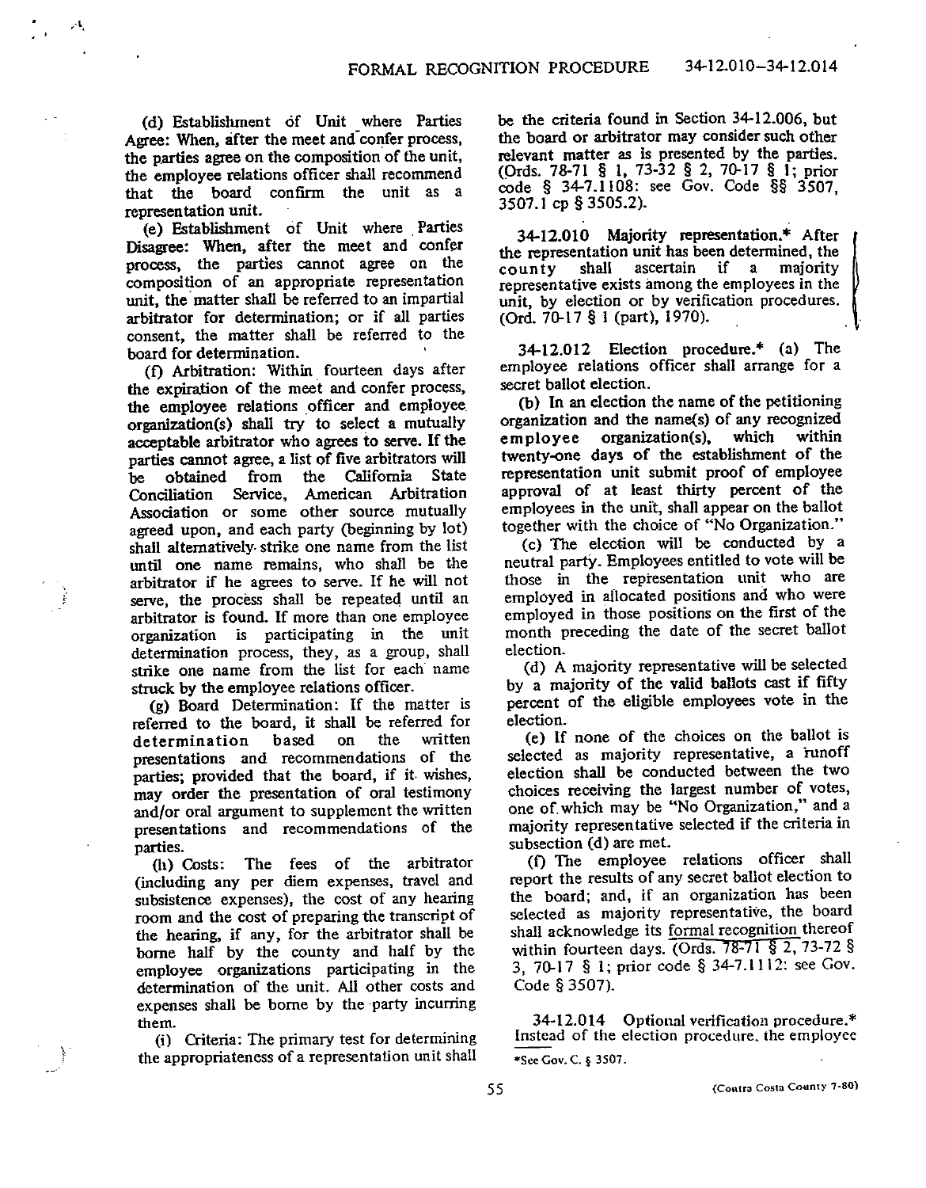(d) Establishment of Unit where Parties Agree: When, after the meet and confer process, the parties agree on the composition of the unit, the employee relations officer shall recommend that the board confirm the unit as a representation unit.

(e) Establishment of Unit where Parties Disagree: When, after the meet and confer process, the parties cannot agree on the composition of an appropriate representation unit, the matter shall be referred to an impartial arbitrator for determination; or if all parties consent, the matter shall be referred to the board for determination.

(f) Arbitration: Within fourteen days after the expiration of the meet and confer process, the employee relations officer and employee organization(s) shall try to select a mutually acceptable arbitrator who agrees to serve. If the parties cannot agree, a list of five arbitrators will be obtained from the California State Conciliation Service, American Arbitration Association or some other source mutually agreed upon, and each party (beginning by lot) shall alternatively strike one name from the list until one name remains, who shall be the arbitrator if he agrees to serve. If he will not serve, the process shall be repeated until an arbitrator is found. If more than one employee organization is participating in the unit determination process, they, as a group, shall strike one name from the list for each name struck by the employee relations officer.

(g) Board Determination: If the matter is referred to the board, it shall be referred for determination based on the written presentations and recommendations of the parties; provided that the board, if it wishes, may order the presentation of oral testimony and/or oral argument to supplement the written presentations and recommendations of the parties.

(h) Costs: The fees of the arbitrator (including any per diem expenses, travel and subsistence expenses), the cost of any hearing room and the cost of preparing the transcript of the hearing, if any, for the arbitrator shall be borne half by the county and half by the employee organizations participating in the determination of the unit. All other costs and expenses shall be borne by the party incurring them.

(i) Criteria: The primary test for determining the appropriateness of a representation unit shall be the criteria found in Section 34-12.006, but the board or arbitrator may consider such other relevant matter as is presented by the parties. (Ords. 78-71 § 1, 73-32 § 2, 70-17 § 1; prior code § 34-7.1108: see Gov. Code §§ 3507, 3507.1 cp § 3505.2).

**34-12.010 Majority representation.*** After the representation unit has been determined, the county shall ascertain if a majority representative exists among the employees in the unit, by election or by verification procedures. (Ord. 70-17 § 1 (part), 1970).

**34-12.012 Election procedure.*** (a) The employee relations officer shall arrange for a secret ballot election.

(b) In an election the name of the petitioning organization and the name(s) of any recognized employee organization(s), which within twenty-one days of the establishment of the representation unit submit proof of employee approval of at least thirty percent of the employees in the unit, shall appear on the ballot together with the choice of "No Organization."

(c) The election will be conducted by a neutral party. Employees entitled to vote will be those in the representation unit who are employed in allocated positions and who were employed in those positions on the first of the month preceding the date of the secret ballot election.

(d) A majority representative will be selected by a majority of the valid ballots cast if fifty percent of the eligible employees vote in the election.

(e) If none of the choices on the ballot is selected as majority representative, a runoff election shall be conducted between the two choices receiving the largest number of votes, one of which may be "No Organization," and a majority representative selected if the criteria in subsection (d) are met.

(f) The employee relations officer shall report the results of any secret ballot election to the board; and, if an organization has been selected as majority representative, the board shall acknowledge its formal recognition thereof within fourteen days. (Ords. 78-71 § 2, 73-72 § 3, 70-17 § 1; prior code § 34-7.1112: see Gov. Code § 3507).

**34-12.014 Optional verification procedure.*** Instead of the election procedure, the employee

*See Gov. C. § 3507.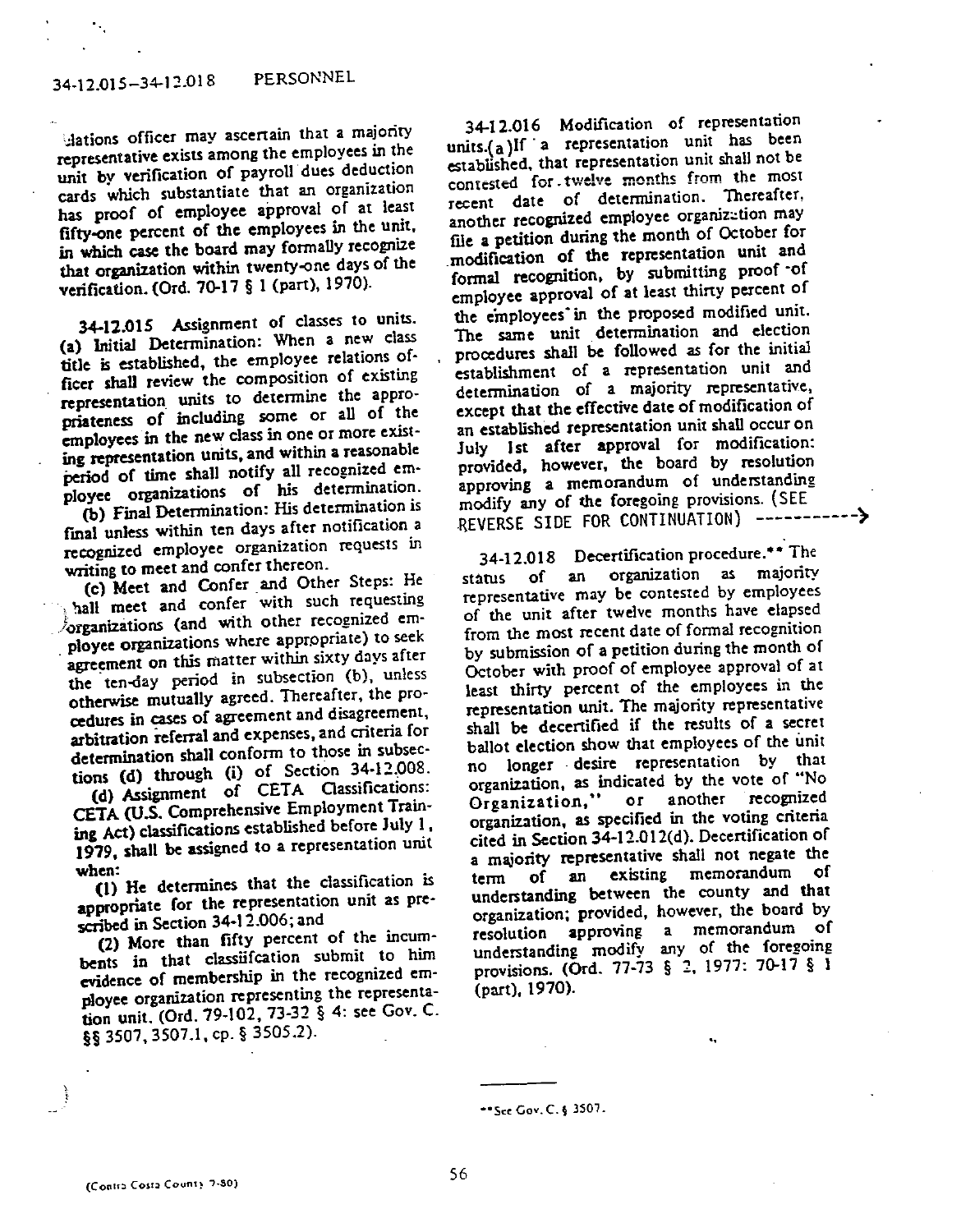lations officer may ascertain that a majority representative exists among the employees in the unit by verification of payroll dues deduction cards which substantiate that an organization has proof of employee approval of at least fifty-one percent of the employees in the unit, in which case the board may formally recognize that organization within twenty-one days of the verification. (Ord. 70-17 § 1 (part), 1970).

**34-12.015 Assignment of classes to units.** (a) Initial Determination: When a new class title is established, the employee relations officer shall review the composition of existing representation units to determine the appropriateness of including some or all of the employees in the new class in one or more existing representation units, and within a reasonable period of time shall notify all recognized employee organizations of his determination.

(b) Final Determination: His determination is final unless within ten days after notification a recognized employee organization requests in writing to meet and confer thereon.

(c) Meet and Confer and Other Steps: He shall meet and confer with such requesting organizations (and with other recognized employee organizations where appropriate) to seek agreement on this matter within sixty days after the ten-day period in subsection (b), unless otherwise mutually agreed. Thereafter, the procedures in cases of agreement and disagreement, arbitration referral and expenses, and criteria for determination shall conform to those in subsections (d) through (i) of Section 34-12.008.

(d) Assignment of CETA Classifications: CETA (U.S. Comprehensive Employment Training Act) classifications established before July 1, 1979, shall be assigned to a representation unit when:

(1) He determines that the classification is appropriate for the representation unit as prescribed in Section 34-12.006; and

(2) More than fifty percent of the incumbents in that classiifcation submit to him evidence of membership in the recognized employee organization representing the representation unit. (Ord. 79-102, 73-32 § 4: see Gov. C. §§ 3507, 3507.1, cp. § 3505.2).

**34-12.016 Modification of representation units.** (a) If a representation unit has been established, that representation unit shall not be contested for twelve months from the most recent date of determination. Thereafter, another recognized employee organization may file a petition during the month of October for modification of the representation unit and formal recognition, by submitting proof of employee approval of at least thirty percent of the employees in the proposed modified unit. The same unit determination and election procedures shall be followed as for the initial establishment of a representation unit and determination of a majority representative, except that the effective date of modification of an established representation unit shall occur on July 1st after approval for modification: provided, however, the board by resolution approving a memorandum of understanding modify any of the foregoing provisions. (SEE REVERSE SIDE FOR CONTINUATION) ---------->

**34-12.018 Decertification procedure.**** The status of an organization as majority representative may be contested by employees of the unit after twelve months have elapsed from the most recent date of formal recognition by submission of a petition during the month of October with proof of employee approval of at least thirty percent of the employees in the representation unit. The majority representative shall be decertified if the results of a secret ballot election show that employees of the unit no longer desire representation by that organization, as indicated by the vote of "No Organization," or another recognized organization, as specified in the voting criteria cited in Section 34-12.012(d). Decertification of a majority representative shall not negate the term of an existing memorandum of understanding between the county and that organization; provided, however, the board by resolution approving a memorandum of understanding modify any of the foregoing provisions. (Ord. 77-73 § 2, 1977: 70-17 § 1 (part), 1970).

---

**See Gov. C. § 3507.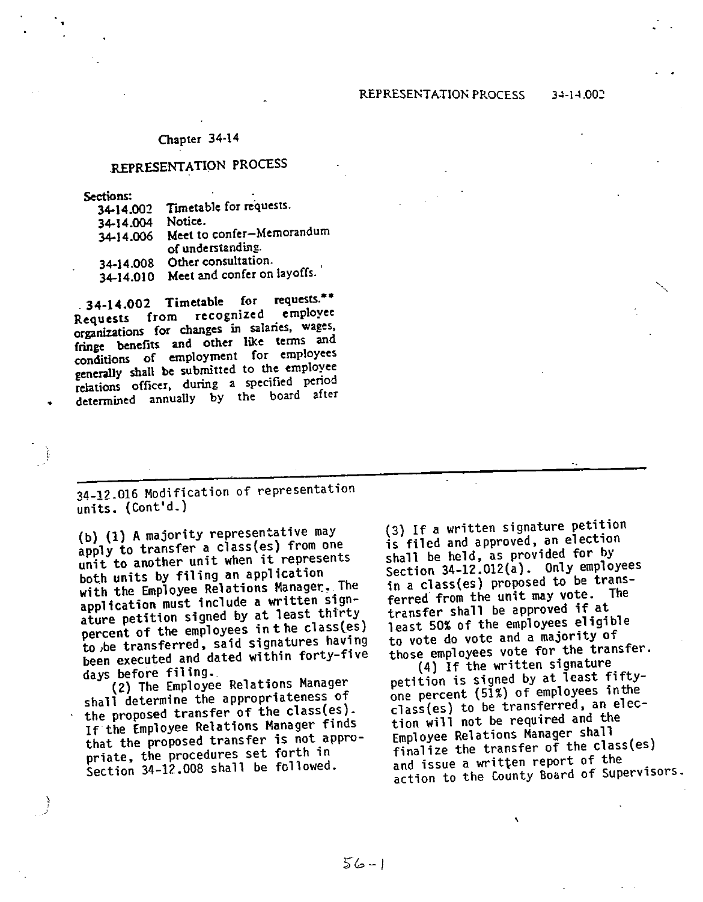## Chapter 34-14

## REPRESENTATION PROCESS

**Sections:**

34-14.002 Timetable for requests.
34-14.004 Notice.
34-14.006 Meet to confer—Memorandum of understanding.
34-14.008 Other consultation.
34-14.010 Meet and confer on layoffs.

**34-14.002 Timetable for requests.**** Requests from recognized employee organizations for changes in salaries, wages, fringe benefits and other like terms and conditions of employment for employees generally shall be submitted to the employee relations officer, during a specified period determined annually by the board after

---

34-12.016 Modification of representation units. (Cont'd.)

(b) (1) A majority representative may apply to transfer a class(es) from one unit to another unit when it represents both units by filing an application with the Employee Relations Manager. The application must include a written signature petition signed by at least thirty percent of the employees in the class(es) to be transferred, said signatures having been executed and dated within forty-five days before filing.

(2) The Employee Relations Manager shall determine the appropriateness of the proposed transfer of the class(es). If the Employee Relations Manager finds that the proposed transfer is not appropriate, the procedures set forth in Section 34-12.008 shall be followed.

(3) If a written signature petition is filed and approved, an election shall be held, as provided for by Section 34-12.012(a). Only employees in a class(es) proposed to be transferred from the unit may vote. The transfer shall be approved if at least 50% of the employees eligible to vote do vote and a majority of those employees vote for the transfer.

(4) If the written signature petition is signed by at least fifty-one percent (51%) of employees in the class(es) to be transferred, an election will not be required and the Employee Relations Manager shall finalize the transfer of the class(es) and issue a written report of the action to the County Board of Supervisors.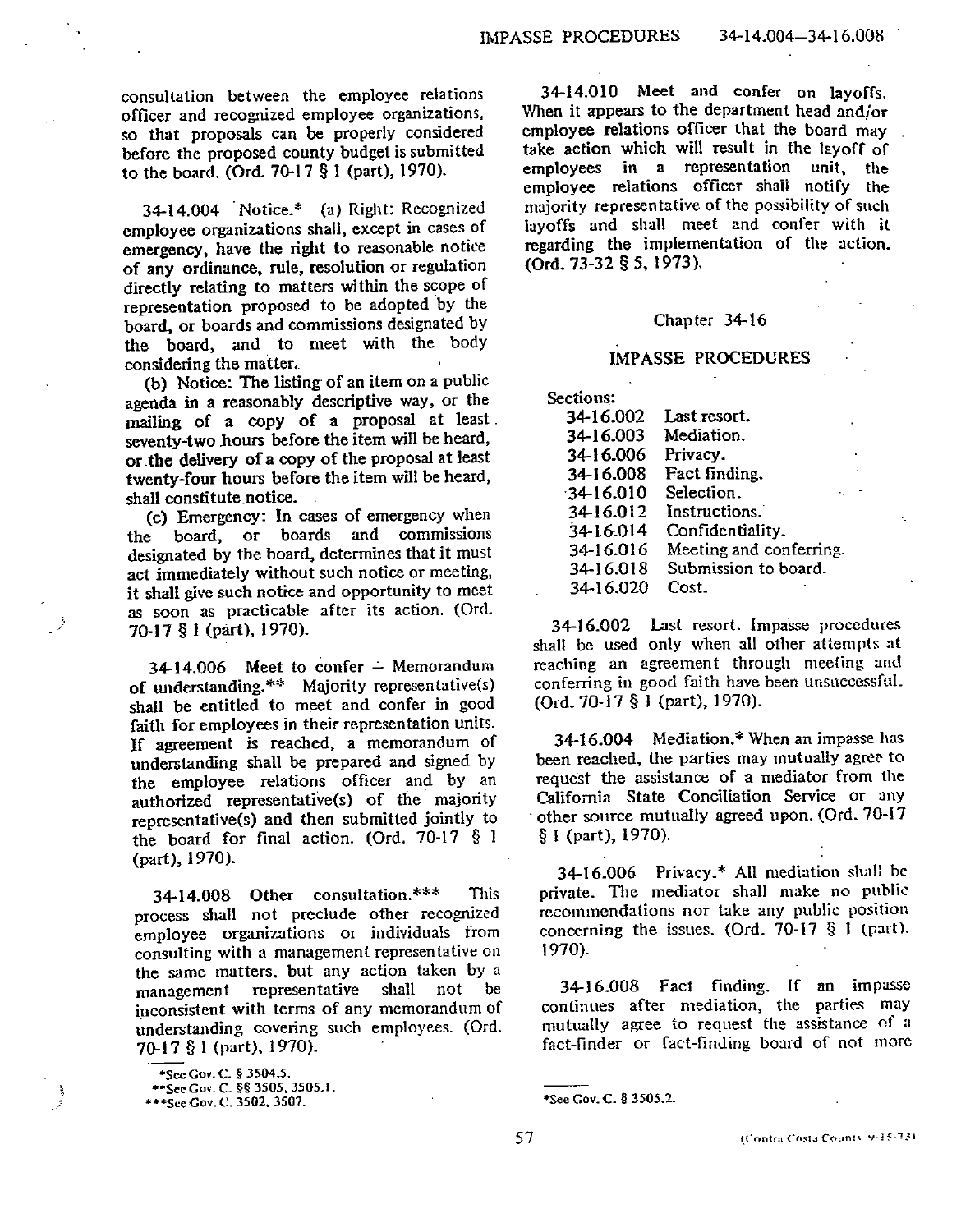consultation between the employee relations officer and recognized employee organizations, so that proposals can be properly considered before the proposed county budget is submitted to the board. (Ord. 70-17 § 1 (part), 1970).

34-14.004 Notice.* (a) Right: Recognized employee organizations shall, except in cases of emergency, have the right to reasonable notice of any ordinance, rule, resolution or regulation directly relating to matters within the scope of representation proposed to be adopted by the board, or boards and commissions designated by the board, and to meet with the body considering the matter.

(b) Notice: The listing of an item on a public agenda in a reasonably descriptive way, or the mailing of a copy of a proposal at least seventy-two hours before the item will be heard, or the delivery of a copy of the proposal at least twenty-four hours before the item will be heard, shall constitute notice.

(c) Emergency: In cases of emergency when the board, or boards and commissions designated by the board, determines that it must act immediately without such notice or meeting, it shall give such notice and opportunity to meet as soon as practicable after its action. (Ord. 70-17 § 1 (part), 1970).

34-14.006 Meet to confer – Memorandum of understanding.** Majority representative(s) shall be entitled to meet and confer in good faith for employees in their representation units. If agreement is reached, a memorandum of understanding shall be prepared and signed by the employee relations officer and by an authorized representative(s) of the majority representative(s) and then submitted jointly to the board for final action. (Ord. 70-17 § 1 (part), 1970).

34-14.008 Other consultation.*** This process shall not preclude other recognized employee organizations or individuals from consulting with a management representative on the same matters, but any action taken by a management representative shall not be inconsistent with terms of any memorandum of understanding covering such employees. (Ord. 70-17 § 1 (part), 1970).

*See Gov. C. § 3504.5.
**See Gov. C. §§ 3505, 3505.1.
***See Gov. C. 3502, 3507.

34-14.010 Meet and confer on layoffs. When it appears to the department head and/or employee relations officer that the board may take action which will result in the layoff of employees in a representation unit, the employee relations officer shall notify the majority representative of the possibility of such layoffs and shall meet and confer with it regarding the implementation of the action. (Ord. 73-32 § 5, 1973).

## Chapter 34-16

## IMPASSE PROCEDURES

Sections:

- 34-16.002 Last resort.
- 34-16.003 Mediation.
- 34-16.006 Privacy.
- 34-16.008 Fact finding.
- 34-16.010 Selection.
- 34-16.012 Instructions.
- 34-16.014 Confidentiality.
- 34-16.016 Meeting and conferring.
- 34-16.018 Submission to board.
- 34-16.020 Cost.

34-16.002 Last resort. Impasse procedures shall be used only when all other attempts at reaching an agreement through meeting and conferring in good faith have been unsuccessful. (Ord. 70-17 § 1 (part), 1970).

34-16.004 Mediation.* When an impasse has been reached, the parties may mutually agree to request the assistance of a mediator from the California State Conciliation Service or any other source mutually agreed upon. (Ord. 70-17 § 1 (part), 1970).

34-16.006 Privacy.* All mediation shall be private. The mediator shall make no public recommendations nor take any public position concerning the issues. (Ord. 70-17 § 1 (part), 1970).

34-16.008 Fact finding. If an impasse continues after mediation, the parties may mutually agree to request the assistance of a fact-finder or fact-finding board of not more

*See Gov. C. § 3505.2.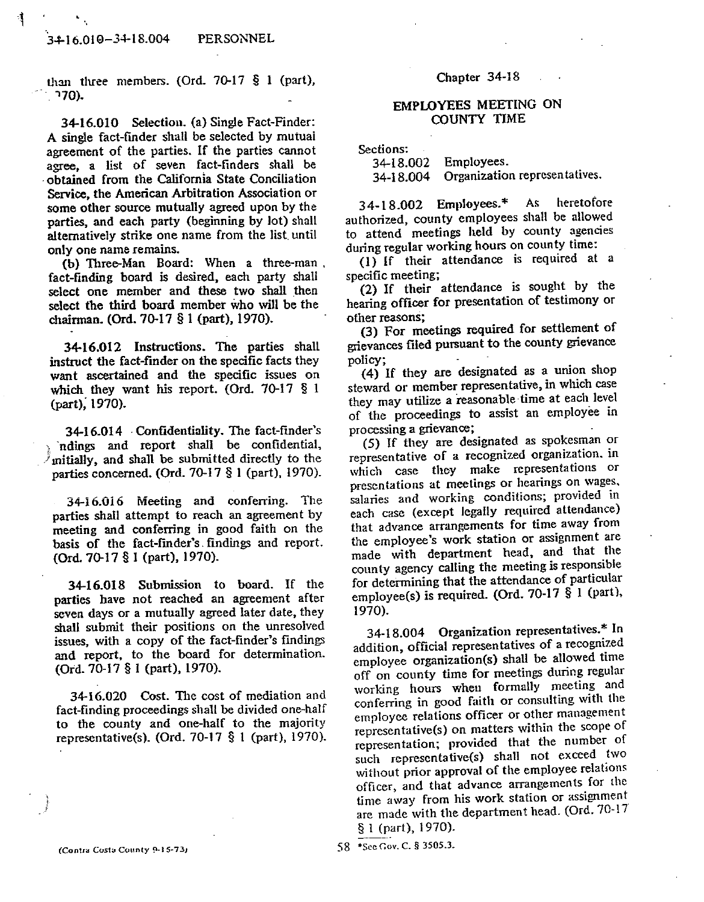than three members. (Ord. 70-17 § 1 (part), 1970).

34-16.010 Selection. (a) Single Fact-Finder: A single fact-finder shall be selected by mutual agreement of the parties. If the parties cannot agree, a list of seven fact-finders shall be obtained from the California State Conciliation Service, the American Arbitration Association or some other source mutually agreed upon by the parties, and each party (beginning by lot) shall alternatively strike one name from the list until only one name remains.

(b) Three-Man Board: When a three-man fact-finding board is desired, each party shall select one member and these two shall then select the third board member who will be the chairman. (Ord. 70-17 § 1 (part), 1970).

34-16.012 Instructions. The parties shall instruct the fact-finder on the specific facts they want ascertained and the specific issues on which they want his report. (Ord. 70-17 § 1 (part), 1970).

34-16.014 Confidentiality. The fact-finder's findings and report shall be confidential, initially, and shall be submitted directly to the parties concerned. (Ord. 70-17 § 1 (part), 1970).

34-16.016 Meeting and conferring. The parties shall attempt to reach an agreement by meeting and conferring in good faith on the basis of the fact-finder's findings and report. (Ord. 70-17 § 1 (part), 1970).

34-16.018 Submission to board. If the parties have not reached an agreement after seven days or a mutually agreed later date, they shall submit their positions on the unresolved issues, with a copy of the fact-finder's findings and report, to the board for determination. (Ord. 70-17 § 1 (part), 1970).

34-16.020 Cost. The cost of mediation and fact-finding proceedings shall be divided one-half to the county and one-half to the majority representative(s). (Ord. 70-17 § 1 (part), 1970).

## Chapter 34-18

## EMPLOYEES MEETING ON COUNTY TIME

Sections:

34-18.002 Employees.
34-18.004 Organization representatives.

34-18.002 Employees.* As heretofore authorized, county employees shall be allowed to attend meetings held by county agencies during regular working hours on county time:

(1) If their attendance is required at a specific meeting;

(2) If their attendance is sought by the hearing officer for presentation of testimony or other reasons;

(3) For meetings required for settlement of grievances filed pursuant to the county grievance policy;

(4) If they are designated as a union shop steward or member representative, in which case they may utilize a reasonable time at each level of the proceedings to assist an employee in processing a grievance;

(5) If they are designated as spokesman or representative of a recognized organization, in which case they make representations or presentations at meetings or hearings on wages, salaries and working conditions; provided in each case (except legally required attendance) that advance arrangements for time away from the employee's work station or assignment are made with department head, and that the county agency calling the meeting is responsible for determining that the attendance of particular employee(s) is required. (Ord. 70-17 § 1 (part), 1970).

34-18.004 Organization representatives.* In addition, official representatives of a recognized employee organization(s) shall be allowed time off on county time for meetings during regular working hours when formally meeting and conferring in good faith or consulting with the employee relations officer or other management representative(s) on matters within the scope of representation; provided that the number of such representative(s) shall not exceed two without prior approval of the employee relations officer, and that advance arrangements for the time away from his work station or assignment are made with the department head. (Ord. 70-17 § 1 (part), 1970).

*See Gov. C. § 3505.3.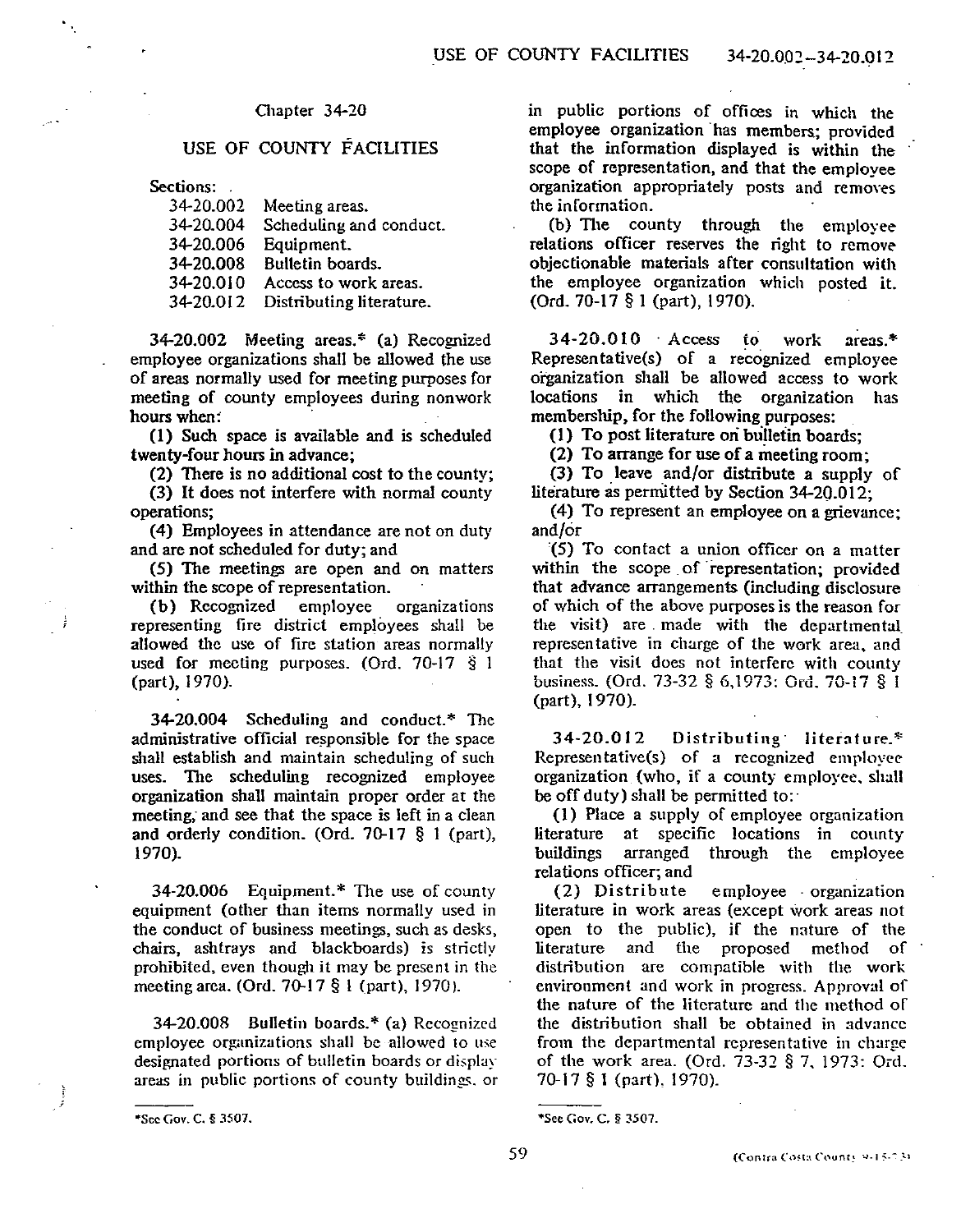## Chapter 34-20

## USE OF COUNTY FACILITIES

Sections:

| | |
|---|---|
| 34-20.002 | Meeting areas. |
| 34-20.004 | Scheduling and conduct. |
| 34-20.006 | Equipment. |
| 34-20.008 | Bulletin boards. |
| 34-20.010 | Access to work areas. |
| 34-20.012 | Distributing literature. |

34-20.002 Meeting areas.* (a) Recognized employee organizations shall be allowed the use of areas normally used for meeting purposes for meeting of county employees during nonwork hours when:

(1) Such space is available and is scheduled twenty-four hours in advance;

(2) There is no additional cost to the county;

(3) It does not interfere with normal county operations;

(4) Employees in attendance are not on duty and are not scheduled for duty; and

(5) The meetings are open and on matters within the scope of representation.

(b) Recognized employee organizations representing fire district employees shall be allowed the use of fire station areas normally used for meeting purposes. (Ord. 70-17 § 1 (part), 1970).

34-20.004 Scheduling and conduct.* The administrative official responsible for the space shall establish and maintain scheduling of such uses. The scheduling recognized employee organization shall maintain proper order at the meeting, and see that the space is left in a clean and orderly condition. (Ord. 70-17 § 1 (part), 1970).

34-20.006 Equipment.* The use of county equipment (other than items normally used in the conduct of business meetings, such as desks, chairs, ashtrays and blackboards) is strictly prohibited, even though it may be present in the meeting area. (Ord. 70-17 § 1 (part), 1970).

34-20.008 Bulletin boards.* (a) Recognized employee organizations shall be allowed to use designated portions of bulletin boards or display areas in public portions of county buildings, or in public portions of offices in which the employee organization has members; provided that the information displayed is within the scope of representation, and that the employee organization appropriately posts and removes the information.

(b) The county through the employee relations officer reserves the right to remove objectionable materials after consultation with the employee organization which posted it. (Ord. 70-17 § 1 (part), 1970).

34-20.010 Access to work areas.* Representative(s) of a recognized employee organization shall be allowed access to work locations in which the organization has membership, for the following purposes:

(1) To post literature on bulletin boards;

(2) To arrange for use of a meeting room;

(3) To leave and/or distribute a supply of literature as permitted by Section 34-20.012;

(4) To represent an employee on a grievance; and/or

(5) To contact a union officer on a matter within the scope of representation; provided that advance arrangements (including disclosure of which of the above purposes is the reason for the visit) are made with the departmental representative in charge of the work area, and that the visit does not interfere with county business. (Ord. 73-32 § 6, 1973: Ord. 70-17 § 1 (part), 1970).

34-20.012 Distributing literature.* Representative(s) of a recognized employee organization (who, if a county employee, shall be off duty) shall be permitted to:

(1) Place a supply of employee organization literature at specific locations in county buildings arranged through the employee relations officer; and

(2) Distribute employee organization literature in work areas (except work areas not open to the public), if the nature of the literature and the proposed method of distribution are compatible with the work environment and work in progress. Approval of the nature of the literature and the method of the distribution shall be obtained in advance from the departmental representative in charge of the work area. (Ord. 73-32 § 7, 1973: Ord. 70-17 § 1 (part), 1970).

---

*See Gov. C. § 3507.

*See Gov. C. § 3507.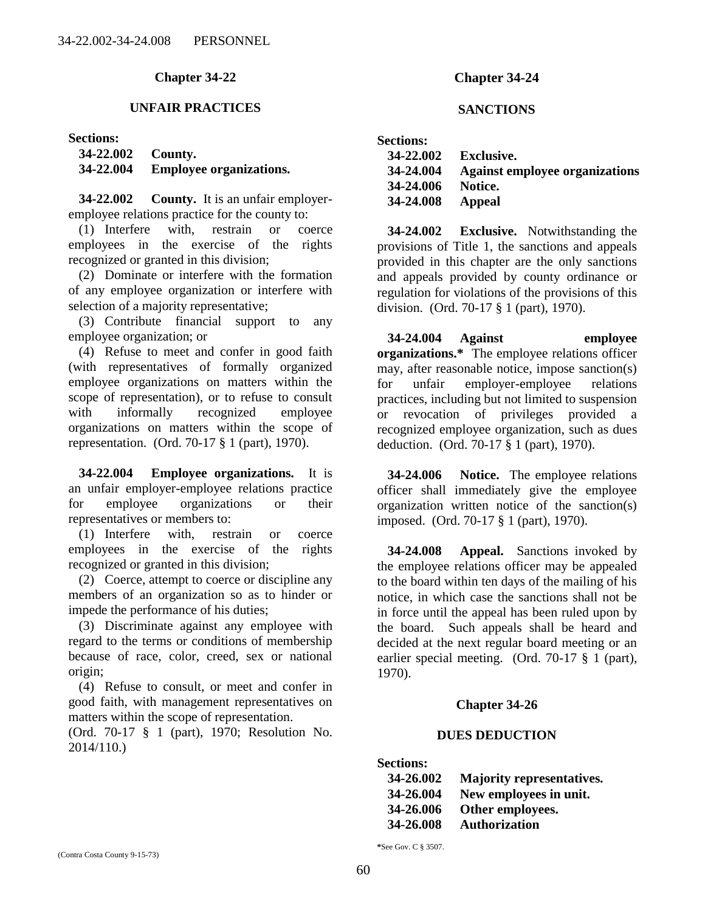## Chapter 34-22

### UNFAIR PRACTICES

**Sections:**

**34-22.002 County.**
**34-22.004 Employee organizations.**

**34-22.002 County.** It is an unfair employer-employee relations practice for the county to:

(1) Interfere with, restrain or coerce employees in the exercise of the rights recognized or granted in this division;

(2) Dominate or interfere with the formation of any employee organization or interfere with selection of a majority representative;

(3) Contribute financial support to any employee organization; or

(4) Refuse to meet and confer in good faith (with representatives of formally organized employee organizations on matters within the scope of representation), or to refuse to consult with informally recognized employee organizations on matters within the scope of representation. (Ord. 70-17 § 1 (part), 1970).

**34-22.004 Employee organizations.** It is an unfair employer-employee relations practice for employee organizations or their representatives or members to:

(1) Interfere with, restrain or coerce employees in the exercise of the rights recognized or granted in this division;

(2) Coerce, attempt to coerce or discipline any members of an organization so as to hinder or impede the performance of his duties;

(3) Discriminate against any employee with regard to the terms or conditions of membership because of race, color, creed, sex or national origin;

(4) Refuse to consult, or meet and confer in good faith, with management representatives on matters within the scope of representation.

(Ord. 70-17 § 1 (part), 1970; Resolution No. 2014/110.)

## Chapter 34-24

### SANCTIONS

**Sections:**

**34-22.002 Exclusive.**
**34-24.004 Against employee organizations**
**34-24.006 Notice.**
**34-24.008 Appeal**

**34-24.002 Exclusive.** Notwithstanding the provisions of Title 1, the sanctions and appeals provided in this chapter are the only sanctions and appeals provided by county ordinance or regulation for violations of the provisions of this division. (Ord. 70-17 § 1 (part), 1970).

**34-24.004 Against employee organizations.*** The employee relations officer may, after reasonable notice, impose sanction(s) for unfair employer-employee relations practices, including but not limited to suspension or revocation of privileges provided a recognized employee organization, such as dues deduction. (Ord. 70-17 § 1 (part), 1970).

**34-24.006 Notice.** The employee relations officer shall immediately give the employee organization written notice of the sanction(s) imposed. (Ord. 70-17 § 1 (part), 1970).

**34-24.008 Appeal.** Sanctions invoked by the employee relations officer may be appealed to the board within ten days of the mailing of his notice, in which case the sanctions shall not be in force until the appeal has been ruled upon by the board. Such appeals shall be heard and decided at the next regular board meeting or an earlier special meeting. (Ord. 70-17 § 1 (part), 1970).

## Chapter 34-26

### DUES DEDUCTION

**Sections:**

**34-26.002 Majority representatives.**
**34-26.004 New employees in unit.**
**34-26.006 Other employees.**
**34-26.008 Authorization**

*See Gov. C § 3507.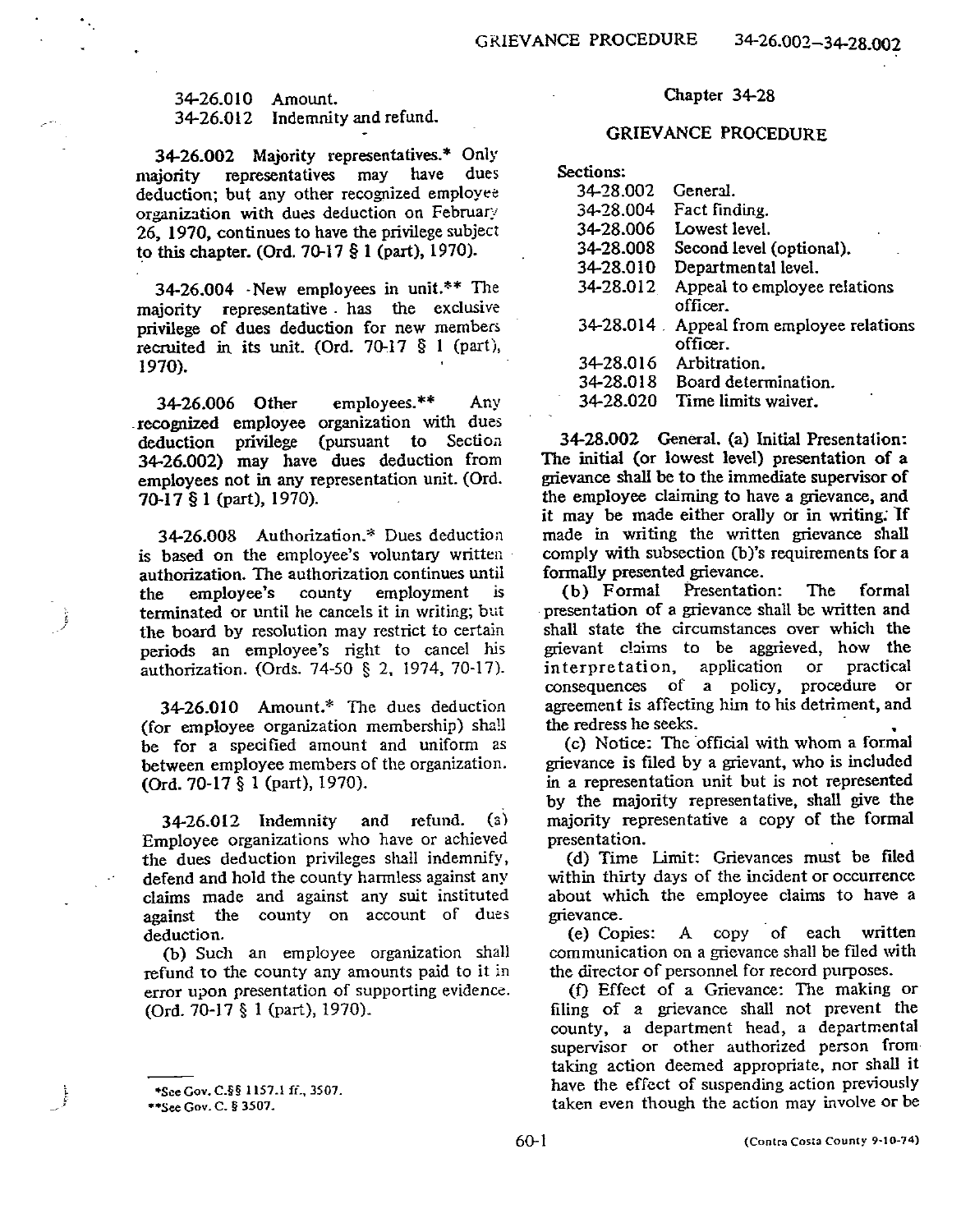34-26.010 Amount.
34-26.012 Indemnity and refund.

**34-26.002 Majority representatives.*** Only majority representatives may have dues deduction; but any other recognized employee organization with dues deduction on February 26, 1970, continues to have the privilege subject to this chapter. (Ord. 70-17 § 1 (part), 1970).

**34-26.004 New employees in unit.**** The majority representative has the exclusive privilege of dues deduction for new members recruited in its unit. (Ord. 70-17 § 1 (part), 1970).

**34-26.006 Other employees.**** Any recognized employee organization with dues deduction privilege (pursuant to Section 34-26.002) may have dues deduction from employees not in any representation unit. (Ord. 70-17 § 1 (part), 1970).

**34-26.008 Authorization.*** Dues deduction is based on the employee's voluntary written authorization. The authorization continues until the employee's county employment is terminated or until he cancels it in writing; but the board by resolution may restrict to certain periods an employee's right to cancel his authorization. (Ords. 74-50 § 2, 1974, 70-17).

**34-26.010 Amount.*** The dues deduction (for employee organization membership) shall be for a specified amount and uniform as between employee members of the organization. (Ord. 70-17 § 1 (part), 1970).

**34-26.012 Indemnity and refund.** (a) Employee organizations who have or achieved the dues deduction privileges shall indemnify, defend and hold the county harmless against any claims made and against any suit instituted against the county on account of dues deduction.

(b) Such an employee organization shall refund to the county any amounts paid to it in error upon presentation of supporting evidence. (Ord. 70-17 § 1 (part), 1970).

*See Gov. C.§§ 1157.1 ff., 3507.
**See Gov. C. § 3507.

## Chapter 34-28

## GRIEVANCE PROCEDURE

Sections:

34-28.002 General.
34-28.004 Fact finding.
34-28.006 Lowest level.
34-28.008 Second level (optional).
34-28.010 Departmental level.
34-28.012 Appeal to employee relations officer.
34-28.014 Appeal from employee relations officer.
34-28.016 Arbitration.
34-28.018 Board determination.
34-28.020 Time limits waiver.

**34-28.002 General.** (a) Initial Presentation: The initial (or lowest level) presentation of a grievance shall be to the immediate supervisor of the employee claiming to have a grievance, and it may be made either orally or in writing. If made in writing the written grievance shall comply with subsection (b)'s requirements for a formally presented grievance.

(b) Formal Presentation: The formal presentation of a grievance shall be written and shall state the circumstances over which the grievant claims to be aggrieved, how the interpretation, application or practical consequences of a policy, procedure or agreement is affecting him to his detriment, and the redress he seeks.

(c) Notice: The official with whom a formal grievance is filed by a grievant, who is included in a representation unit but is not represented by the majority representative, shall give the majority representative a copy of the formal presentation.

(d) Time Limit: Grievances must be filed within thirty days of the incident or occurrence about which the employee claims to have a grievance.

(e) Copies: A copy of each written communication on a grievance shall be filed with the director of personnel for record purposes.

(f) Effect of a Grievance: The making or filing of a grievance shall not prevent the county, a department head, a departmental supervisor or other authorized person from taking action deemed appropriate, nor shall it have the effect of suspending action previously taken even though the action may involve or be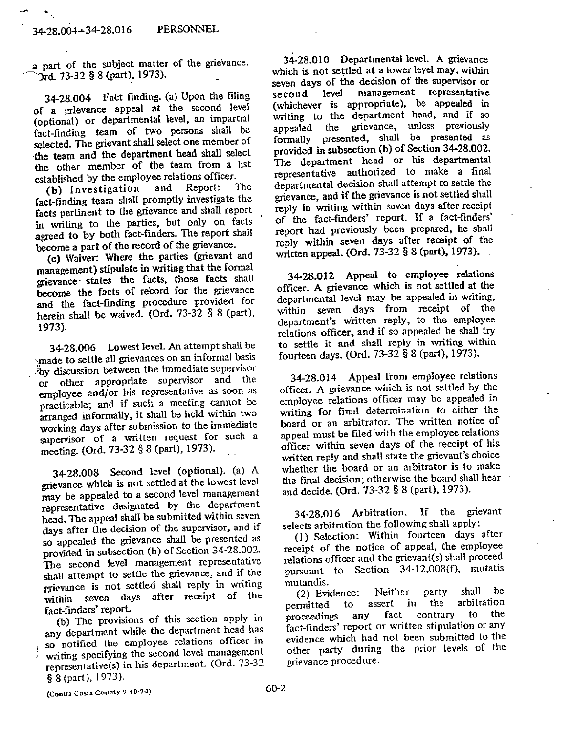a part of the subject matter of the grievance. (Ord. 73-32 § 8 (part), 1973).

**34-28.004 Fact finding.** (a) Upon the filing of a grievance appeal at the second level (optional) or departmental level, an impartial fact-finding team of two persons shall be selected. The grievant shall select one member of the team and the department head shall select the other member of the team from a list established by the employee relations officer.

(b) Investigation and Report: The fact-finding team shall promptly investigate the facts pertinent to the grievance and shall report in writing to the parties, but only on facts agreed to by both fact-finders. The report shall become a part of the record of the grievance.

(c) Waiver: Where the parties (grievant and management) stipulate in writing that the formal grievance states the facts, those facts shall become the facts of record for the grievance and the fact-finding procedure provided for herein shall be waived. (Ord. 73-32 § 8 (part), 1973).

**34-28.006 Lowest level.** An attempt shall be made to settle all grievances on an informal basis by discussion between the immediate supervisor or other appropriate supervisor and the employee and/or his representative as soon as practicable; and if such a meeting cannot be arranged informally, it shall be held within two working days after submission to the immediate supervisor of a written request for such a meeting. (Ord. 73-32 § 8 (part), 1973).

**34-28.008 Second level (optional).** (a) A grievance which is not settled at the lowest level may be appealed to a second level management representative designated by the department head. The appeal shall be submitted within seven days after the decision of the supervisor, and if so appealed the grievance shall be presented as provided in subsection (b) of Section 34-28.002. The second level management representative shall attempt to settle the grievance, and if the grievance is not settled shall reply in writing within seven days after receipt of the fact-finders' report.

(b) The provisions of this section apply in any department while the department head has so notified the employee relations officer in writing specifying the second level management representative(s) in his department. (Ord. 73-32 § 8 (part), 1973).

**34-28.010 Departmental level.** A grievance which is not settled at a lower level may, within seven days of the decision of the supervisor or second level management representative (whichever is appropriate), be appealed in writing to the department head, and if so appealed the grievance, unless previously formally presented, shall be presented as provided in subsection (b) of Section 34-28.002. The department head or his departmental representative authorized to make a final departmental decision shall attempt to settle the grievance, and if the grievance is not settled shall reply in writing within seven days after receipt of the fact-finders' report. If a fact-finders' report had previously been prepared, he shall reply within seven days after receipt of the written appeal. (Ord. 73-32 § 8 (part), 1973).

**34-28.012 Appeal to employee relations officer.** A grievance which is not settled at the departmental level may be appealed in writing, within seven days from receipt of the department's written reply, to the employee relations officer, and if so appealed he shall try to settle it and shall reply in writing within fourteen days. (Ord. 73-32 § 8 (part), 1973).

**34-28.014 Appeal from employee relations officer.** A grievance which is not settled by the employee relations officer may be appealed in writing for final determination to either the board or an arbitrator. The written notice of appeal must be filed with the employee relations officer within seven days of the receipt of his written reply and shall state the grievant's choice whether the board or an arbitrator is to make the final decision; otherwise the board shall hear and decide. (Ord. 73-32 § 8 (part), 1973).

**34-28.016 Arbitration.** If the grievant selects arbitration the following shall apply:

(1) Selection: Within fourteen days after receipt of the notice of appeal, the employee relations officer and the grievant(s) shall proceed pursuant to Section 34-12.008(f), mutatis mutandis.

(2) Evidence: Neither party shall be permitted to assert in the arbitration proceedings any fact contrary to the fact-finders' report or written stipulation or any evidence which had not been submitted to the other party during the prior levels of the grievance procedure.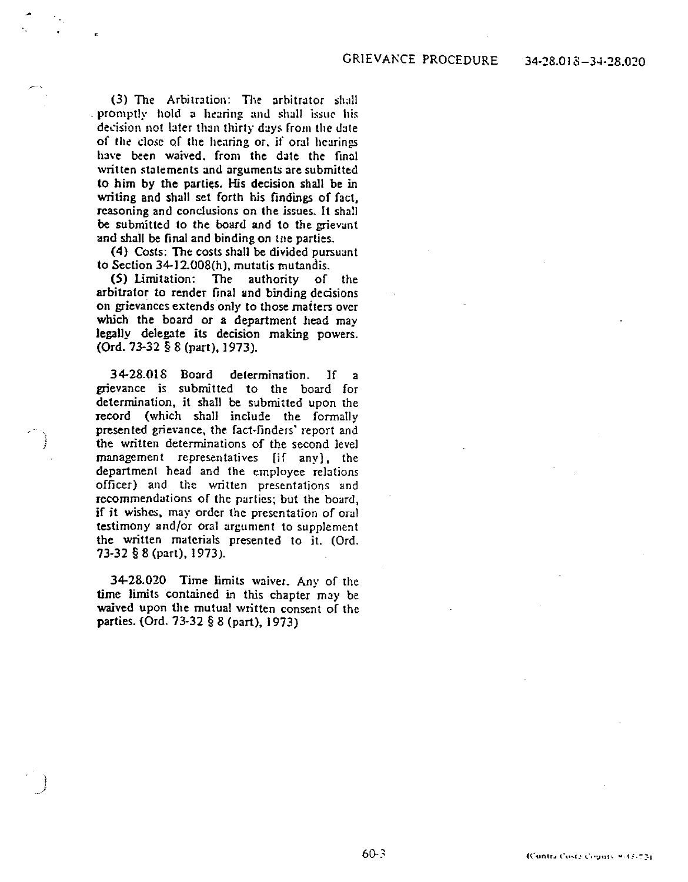(3) The Arbitration: The arbitrator shall promptly hold a hearing and shall issue his decision not later than thirty days from the date of the close of the hearing or, if oral hearings have been waived, from the date the final written statements and arguments are submitted to him by the parties. His decision shall be in writing and shall set forth his findings of fact, reasoning and conclusions on the issues. It shall be submitted to the board and to the grievant and shall be final and binding on the parties.

(4) Costs: The costs shall be divided pursuant to Section 34-12.008(h), mutatis mutandis.

(5) Limitation: The authority of the arbitrator to render final and binding decisions on grievances extends only to those matters over which the board or a department head may legally delegate its decision making powers. (Ord. 73-32 § 8 (part), 1973).

**34-28.018 Board determination.** If a grievance is submitted to the board for determination, it shall be submitted upon the record (which shall include the formally presented grievance, the fact-finders' report and the written determinations of the second level management representatives [if any], the department head and the employee relations officer) and the written presentations and recommendations of the parties; but the board, if it wishes, may order the presentation of oral testimony and/or oral argument to supplement the written materials presented to it. (Ord. 73-32 § 8 (part), 1973).

**34-28.020 Time limits waiver.** Any of the time limits contained in this chapter may be waived upon the mutual written consent of the parties. (Ord. 73-32 § 8 (part), 1973)